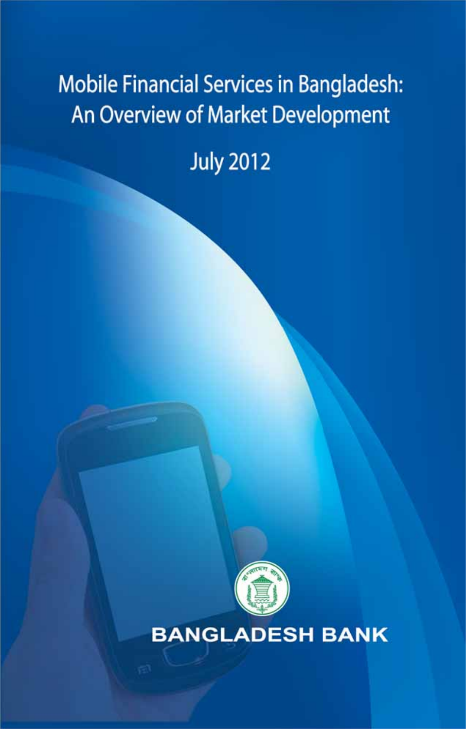# Mobile Financial Services in Bangladesh: An Overview of Market Development

July 2012

BANGLADESH BANK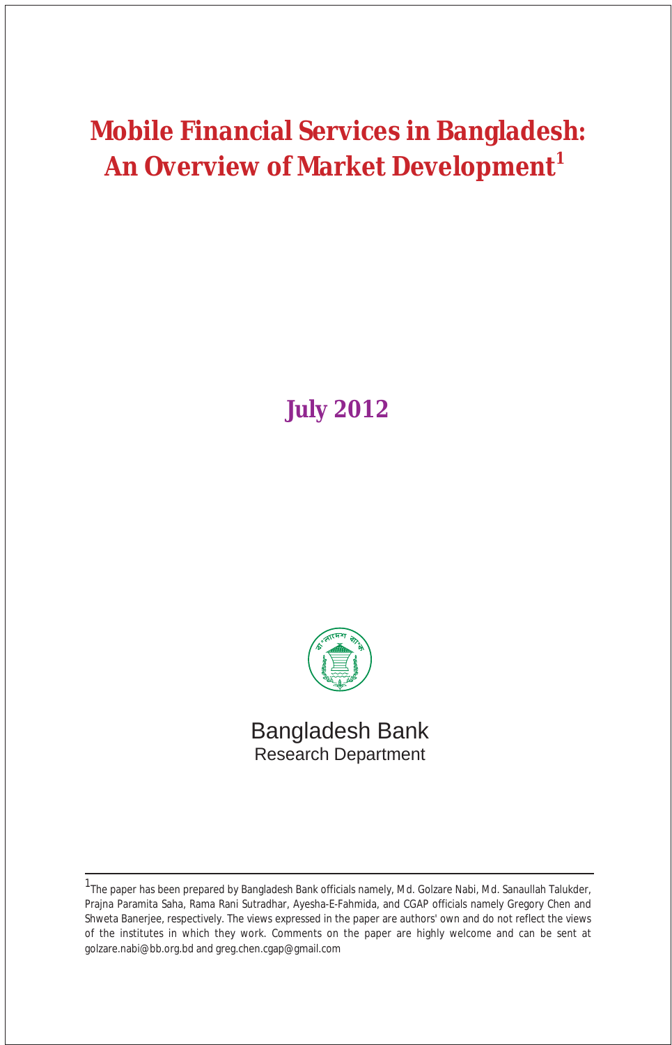# Mobile Financial Services in Bangladesh: An Overview of Market Development[1]

**July 2012**

Bangladesh Bank
Research Department

---

[1]The paper has been prepared by Bangladesh Bank officials namely, Md. Golzare Nabi, Md. Sanaullah Talukder, Prajna Paramita Saha, Rama Rani Sutradhar, Ayesha-E-Fahmida, and CGAP officials namely Gregory Chen and Shweta Banerjee, respectively. The views expressed in the paper are authors' own and do not reflect the views of the institutes in which they work. Comments on the paper are highly welcome and can be sent at golzare.nabi@bb.org.bd and greg.chen.cgap@gmail.com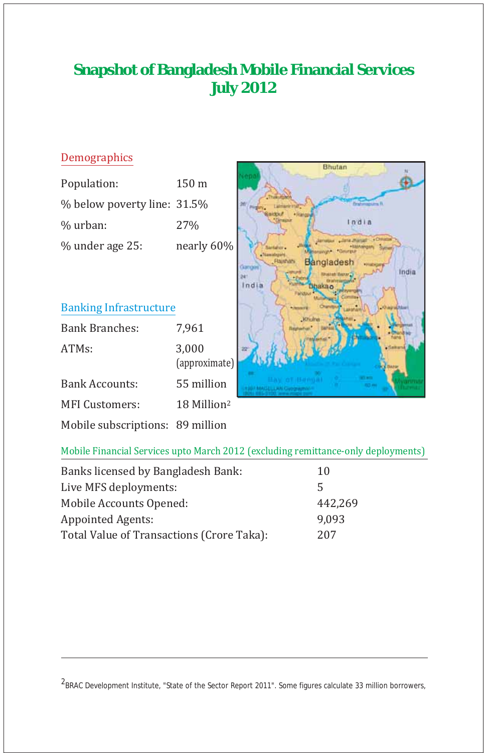# Snapshot of Bangladesh Mobile Financial Services July 2012

## Demographics

| | |
|---|---|
| Population: | 150 m |
| % below poverty line: | 31.5% |
| % urban: | 27% |
| % under age 25: | nearly 60% |

## Banking Infrastructure

| | |
|---|---|
| Bank Branches: | 7,961 |
| ATMs: | 3,000 (approximate) |
| Bank Accounts: | 55 million |
| MFI Customers: | 18 Million[2] |
| Mobile subscriptions: | 89 million |

## Mobile Financial Services upto March 2012 (excluding remittance-only deployments)

| | |
|---|---|
| Banks licensed by Bangladesh Bank: | 10 |
| Live MFS deployments: | 5 |
| Mobile Accounts Opened: | 442,269 |
| Appointed Agents: | 9,093 |
| Total Value of Transactions (Crore Taka): | 207 |

---

[2] BRAC Development Institute, "State of the Sector Report 2011". Some figures calculate 33 million borrowers,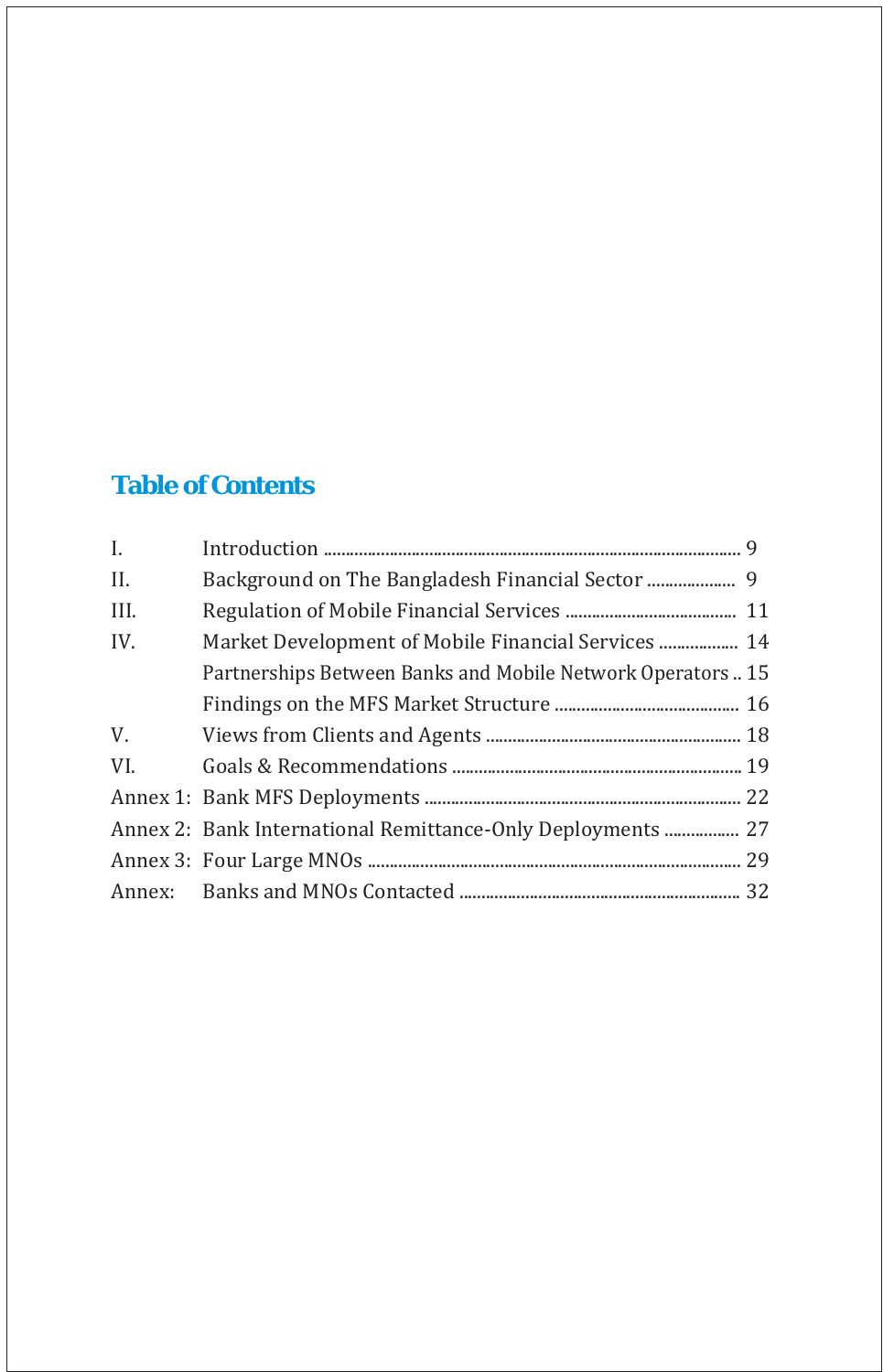## Table of Contents

| | | |
|---|---|---|
| I. | Introduction | 9 |
| II. | Background on The Bangladesh Financial Sector | 9 |
| III. | Regulation of Mobile Financial Services | 11 |
| IV. | Market Development of Mobile Financial Services | 14 |
| | Partnerships Between Banks and Mobile Network Operators | 15 |
| | Findings on the MFS Market Structure | 16 |
| V. | Views from Clients and Agents | 18 |
| VI. | Goals & Recommendations | 19 |
| Annex 1: | Bank MFS Deployments | 22 |
| Annex 2: | Bank International Remittance-Only Deployments | 27 |
| Annex 3: | Four Large MNOs | 29 |
| Annex: | Banks and MNOs Contacted | 32 |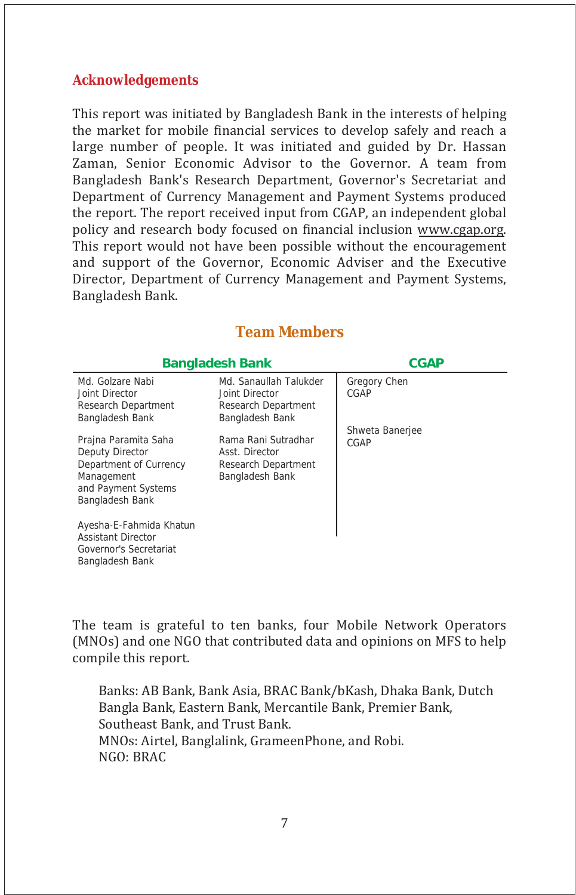## Acknowledgements

This report was initiated by Bangladesh Bank in the interests of helping the market for mobile financial services to develop safely and reach a large number of people. It was initiated and guided by Dr. Hassan Zaman, Senior Economic Advisor to the Governor. A team from Bangladesh Bank's Research Department, Governor's Secretariat and Department of Currency Management and Payment Systems produced the report. The report received input from CGAP, an independent global policy and research body focused on financial inclusion www.cgap.org. This report would not have been possible without the encouragement and support of the Governor, Economic Adviser and the Executive Director, Department of Currency Management and Payment Systems, Bangladesh Bank.

## Team Members

| Bangladesh Bank | | CGAP |
|---|---|---|
| Md. Golzare Nabi<br>Joint Director<br>Research Department<br>Bangladesh Bank | Md. Sanaullah Talukder<br>Joint Director<br>Research Department<br>Bangladesh Bank | Gregory Chen<br>CGAP |
| Prajna Paramita Saha<br>Deputy Director<br>Department of Currency Management and Payment Systems<br>Bangladesh Bank | Rama Rani Sutradhar<br>Asst. Director<br>Research Department<br>Bangladesh Bank | Shweta Banerjee<br>CGAP |
| Ayesha-E-Fahmida Khatun<br>Assistant Director<br>Governor's Secretariat<br>Bangladesh Bank | | |

The team is grateful to ten banks, four Mobile Network Operators (MNOs) and one NGO that contributed data and opinions on MFS to help compile this report.

> Banks: AB Bank, Bank Asia, BRAC Bank/bKash, Dhaka Bank, Dutch Bangla Bank, Eastern Bank, Mercantile Bank, Premier Bank, Southeast Bank, and Trust Bank.
> MNOs: Airtel, Banglalink, GrameenPhone, and Robi.
> NGO: BRAC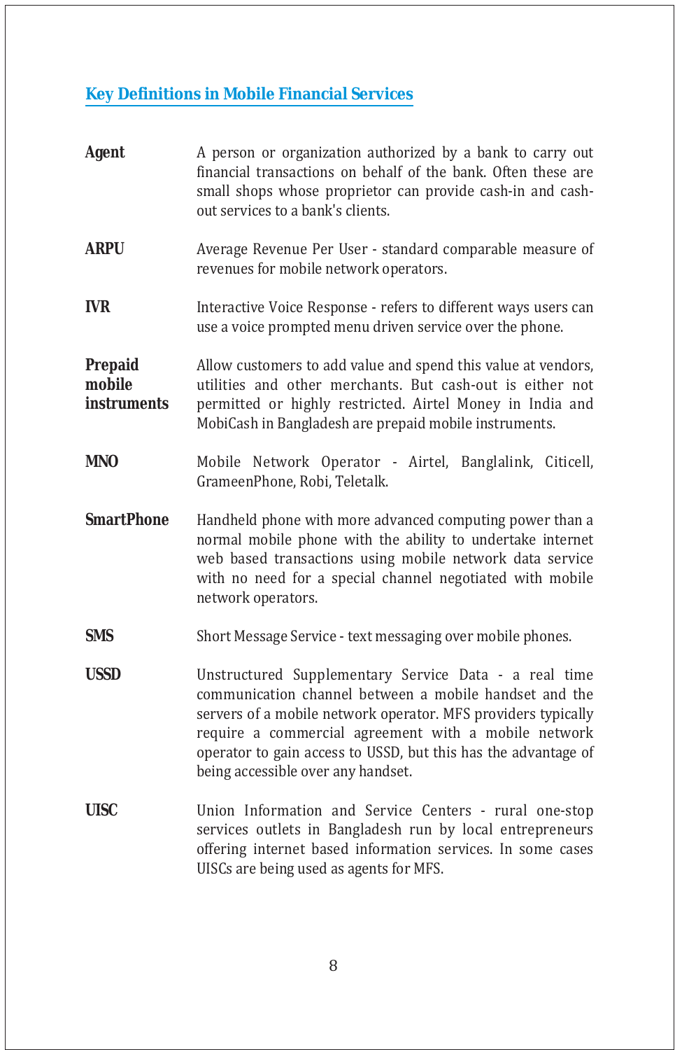## Key Definitions in Mobile Financial Services

**Agent**
A person or organization authorized by a bank to carry out financial transactions on behalf of the bank. Often these are small shops whose proprietor can provide cash-in and cash-out services to a bank's clients.

**ARPU**
Average Revenue Per User - standard comparable measure of revenues for mobile network operators.

**IVR**
Interactive Voice Response - refers to different ways users can use a voice prompted menu driven service over the phone.

**Prepaid mobile instruments**
Allow customers to add value and spend this value at vendors, utilities and other merchants. But cash-out is either not permitted or highly restricted. Airtel Money in India and MobiCash in Bangladesh are prepaid mobile instruments.

**MNO**
Mobile Network Operator - Airtel, Banglalink, Citicell, GrameenPhone, Robi, Teletalk.

**SmartPhone**
Handheld phone with more advanced computing power than a normal mobile phone with the ability to undertake internet web based transactions using mobile network data service with no need for a special channel negotiated with mobile network operators.

**SMS**
Short Message Service - text messaging over mobile phones.

**USSD**
Unstructured Supplementary Service Data - a real time communication channel between a mobile handset and the servers of a mobile network operator. MFS providers typically require a commercial agreement with a mobile network operator to gain access to USSD, but this has the advantage of being accessible over any handset.

**UISC**
Union Information and Service Centers - rural one-stop services outlets in Bangladesh run by local entrepreneurs offering internet based information services. In some cases UISCs are being used as agents for MFS.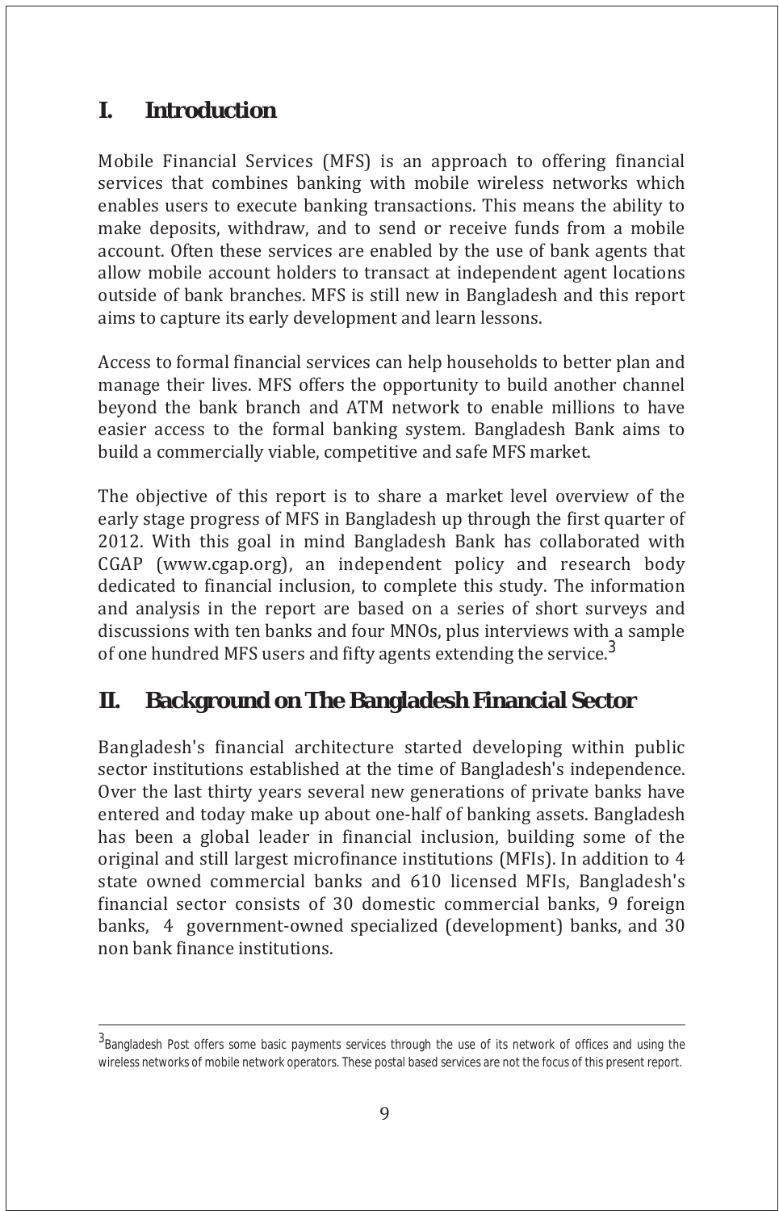# I. Introduction

Mobile Financial Services (MFS) is an approach to offering financial services that combines banking with mobile wireless networks which enables users to execute banking transactions. This means the ability to make deposits, withdraw, and to send or receive funds from a mobile account. Often these services are enabled by the use of bank agents that allow mobile account holders to transact at independent agent locations outside of bank branches. MFS is still new in Bangladesh and this report aims to capture its early development and learn lessons.

Access to formal financial services can help households to better plan and manage their lives. MFS offers the opportunity to build another channel beyond the bank branch and ATM network to enable millions to have easier access to the formal banking system. Bangladesh Bank aims to build a commercially viable, competitive and safe MFS market.

The objective of this report is to share a market level overview of the early stage progress of MFS in Bangladesh up through the first quarter of 2012. With this goal in mind Bangladesh Bank has collaborated with CGAP (www.cgap.org), an independent policy and research body dedicated to financial inclusion, to complete this study. The information and analysis in the report are based on a series of short surveys and discussions with ten banks and four MNOs, plus interviews with a sample of one hundred MFS users and fifty agents extending the service.[3]

# II. Background on The Bangladesh Financial Sector

Bangladesh's financial architecture started developing within public sector institutions established at the time of Bangladesh's independence. Over the last thirty years several new generations of private banks have entered and today make up about one-half of banking assets. Bangladesh has been a global leader in financial inclusion, building some of the original and still largest microfinance institutions (MFIs). In addition to 4 state owned commercial banks and 610 licensed MFIs, Bangladesh's financial sector consists of 30 domestic commercial banks, 9 foreign banks, 4 government-owned specialized (development) banks, and 30 non bank finance institutions.

---

[3] Bangladesh Post offers some basic payments services through the use of its network of offices and using the wireless networks of mobile network operators. These postal based services are not the focus of this present report.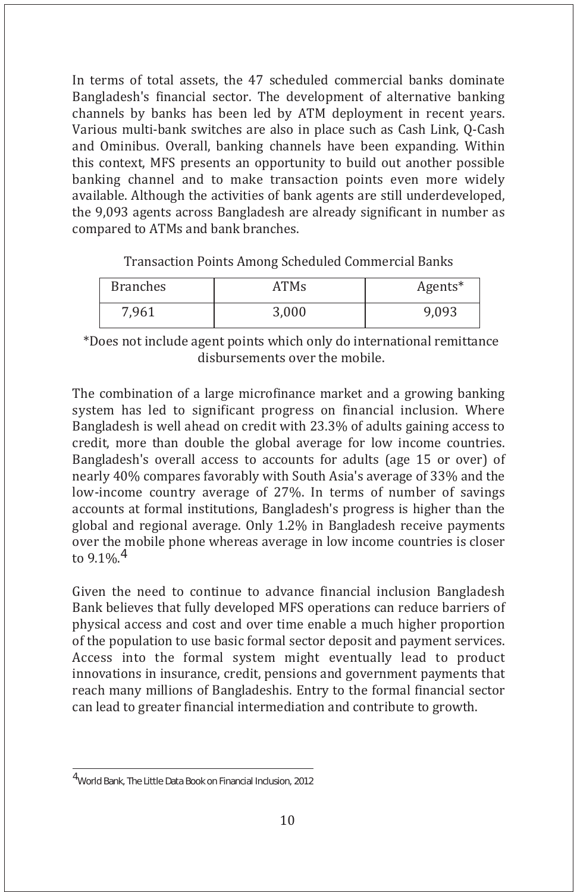In terms of total assets, the 47 scheduled commercial banks dominate Bangladesh's financial sector. The development of alternative banking channels by banks has been led by ATM deployment in recent years. Various multi-bank switches are also in place such as Cash Link, Q-Cash and Ominibus. Overall, banking channels have been expanding. Within this context, MFS presents an opportunity to build out another possible banking channel and to make transaction points even more widely available. Although the activities of bank agents are still underdeveloped, the 9,093 agents across Bangladesh are already significant in number as compared to ATMs and bank branches.

Transaction Points Among Scheduled Commercial Banks

| Branches | ATMs | Agents* |
|---|---|---|
| 7,961 | 3,000 | 9,093 |

*Does not include agent points which only do international remittance disbursements over the mobile.

The combination of a large microfinance market and a growing banking system has led to significant progress on financial inclusion. Where Bangladesh is well ahead on credit with 23.3% of adults gaining access to credit, more than double the global average for low income countries. Bangladesh's overall access to accounts for adults (age 15 or over) of nearly 40% compares favorably with South Asia's average of 33% and the low-income country average of 27%. In terms of number of savings accounts at formal institutions, Bangladesh's progress is higher than the global and regional average. Only 1.2% in Bangladesh receive payments over the mobile phone whereas average in low income countries is closer to 9.1%.[4]

Given the need to continue to advance financial inclusion Bangladesh Bank believes that fully developed MFS operations can reduce barriers of physical access and cost and over time enable a much higher proportion of the population to use basic formal sector deposit and payment services. Access into the formal system might eventually lead to product innovations in insurance, credit, pensions and government payments that reach many millions of Bangladeshis. Entry to the formal financial sector can lead to greater financial intermediation and contribute to growth.

[4] World Bank, The Little Data Book on Financial Inclusion, 2012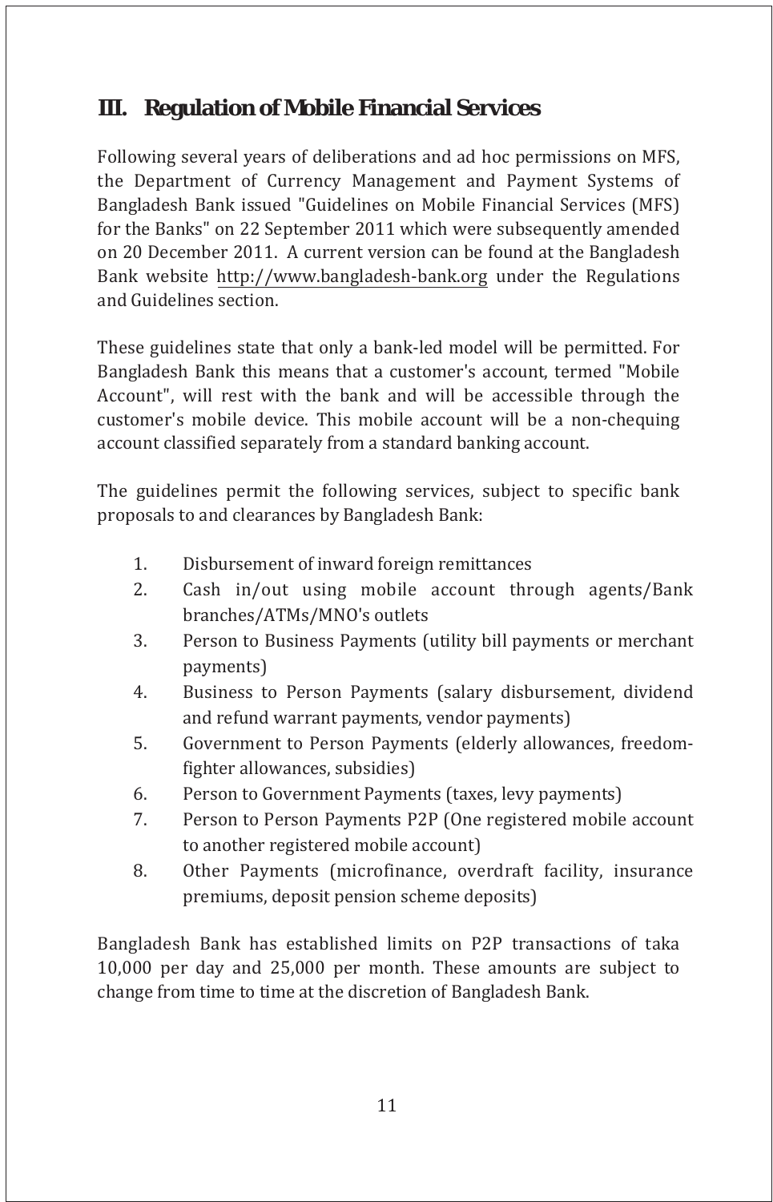## III. Regulation of Mobile Financial Services

Following several years of deliberations and ad hoc permissions on MFS, the Department of Currency Management and Payment Systems of Bangladesh Bank issued "Guidelines on Mobile Financial Services (MFS) for the Banks" on 22 September 2011 which were subsequently amended on 20 December 2011. A current version can be found at the Bangladesh Bank website http://www.bangladesh-bank.org under the Regulations and Guidelines section.

These guidelines state that only a bank-led model will be permitted. For Bangladesh Bank this means that a customer's account, termed "Mobile Account", will rest with the bank and will be accessible through the customer's mobile device. This mobile account will be a non-chequing account classified separately from a standard banking account.

The guidelines permit the following services, subject to specific bank proposals to and clearances by Bangladesh Bank:

1. Disbursement of inward foreign remittances
2. Cash in/out using mobile account through agents/Bank branches/ATMs/MNO's outlets
3. Person to Business Payments (utility bill payments or merchant payments)
4. Business to Person Payments (salary disbursement, dividend and refund warrant payments, vendor payments)
5. Government to Person Payments (elderly allowances, freedom-fighter allowances, subsidies)
6. Person to Government Payments (taxes, levy payments)
7. Person to Person Payments P2P (One registered mobile account to another registered mobile account)
8. Other Payments (microfinance, overdraft facility, insurance premiums, deposit pension scheme deposits)

Bangladesh Bank has established limits on P2P transactions of taka 10,000 per day and 25,000 per month. These amounts are subject to change from time to time at the discretion of Bangladesh Bank.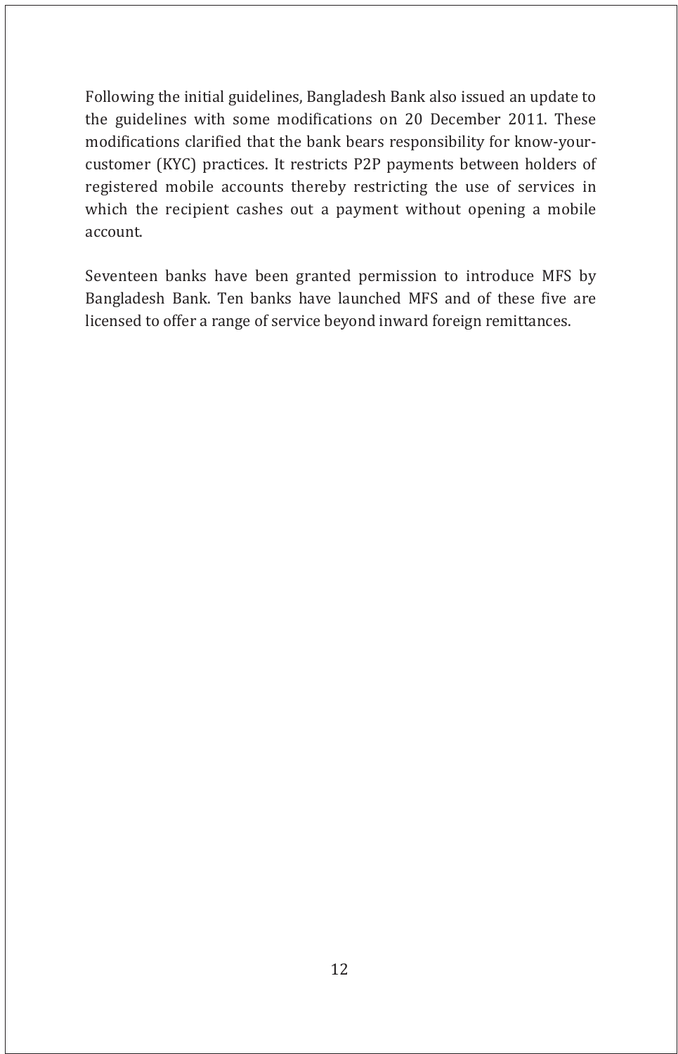Following the initial guidelines, Bangladesh Bank also issued an update to the guidelines with some modifications on 20 December 2011. These modifications clarified that the bank bears responsibility for know-your-customer (KYC) practices. It restricts P2P payments between holders of registered mobile accounts thereby restricting the use of services in which the recipient cashes out a payment without opening a mobile account.

Seventeen banks have been granted permission to introduce MFS by Bangladesh Bank. Ten banks have launched MFS and of these five are licensed to offer a range of service beyond inward foreign remittances.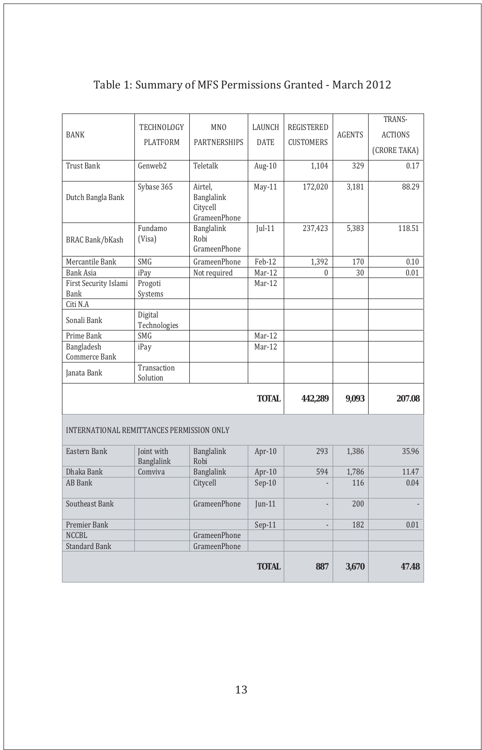# Table 1: Summary of MFS Permissions Granted - March 2012

| BANK | TECHNOLOGY PLATFORM | MNO PARTNERSHIPS | LAUNCH DATE | REGISTERED CUSTOMERS | AGENTS | TRANS-ACTIONS (CRORE TAKA) |
|---|---|---|---|---|---|---|
| Trust Bank | Genweb2 | Teletalk | Aug-10 | 1,104 | 329 | 0.17 |
| Dutch Bangla Bank | Sybase 365 | Airtel, Banglalink Citycell GrameenPhone | May-11 | 172,020 | 3,181 | 88.29 |
| BRAC Bank/bKash | Fundamo (Visa) | Banglalink Robi GrameenPhone | Jul-11 | 237,423 | 5,383 | 118.51 |
| Mercantile Bank | SMG | GrameenPhone | Feb-12 | 1,392 | 170 | 0.10 |
| Bank Asia | iPay | Not required | Mar-12 | 0 | 30 | 0.01 |
| First Security Islami Bank | Progoti Systems | | Mar-12 | | | |
| Citi N.A | | | | | | |
| Sonali Bank | Digital Technologies | | | | | |
| Prime Bank | SMG | | Mar-12 | | | |
| Bangladesh Commerce Bank | iPay | | Mar-12 | | | |
| Janata Bank | Transaction Solution | | | | | |
| | | | **TOTAL** | **442,289** | **9,093** | **207.08** |
| INTERNATIONAL REMITTANCES PERMISSION ONLY | | | | | | |
| Eastern Bank | Joint with Banglalink | Banglalink Robi | Apr-10 | 293 | 1,386 | 35.96 |
| Dhaka Bank | Comviva | Banglalink | Apr-10 | 594 | 1,786 | 11.47 |
| AB Bank | | Citycell | Sep-10 | - | 116 | 0.04 |
| Southeast Bank | | GrameenPhone | Jun-11 | - | 200 | - |
| Premier Bank | | | Sep-11 | - | 182 | 0.01 |
| NCCBL | | GrameenPhone | | | | |
| Standard Bank | | GrameenPhone | | | | |
| | | | **TOTAL** | **887** | **3,670** | **47.48** |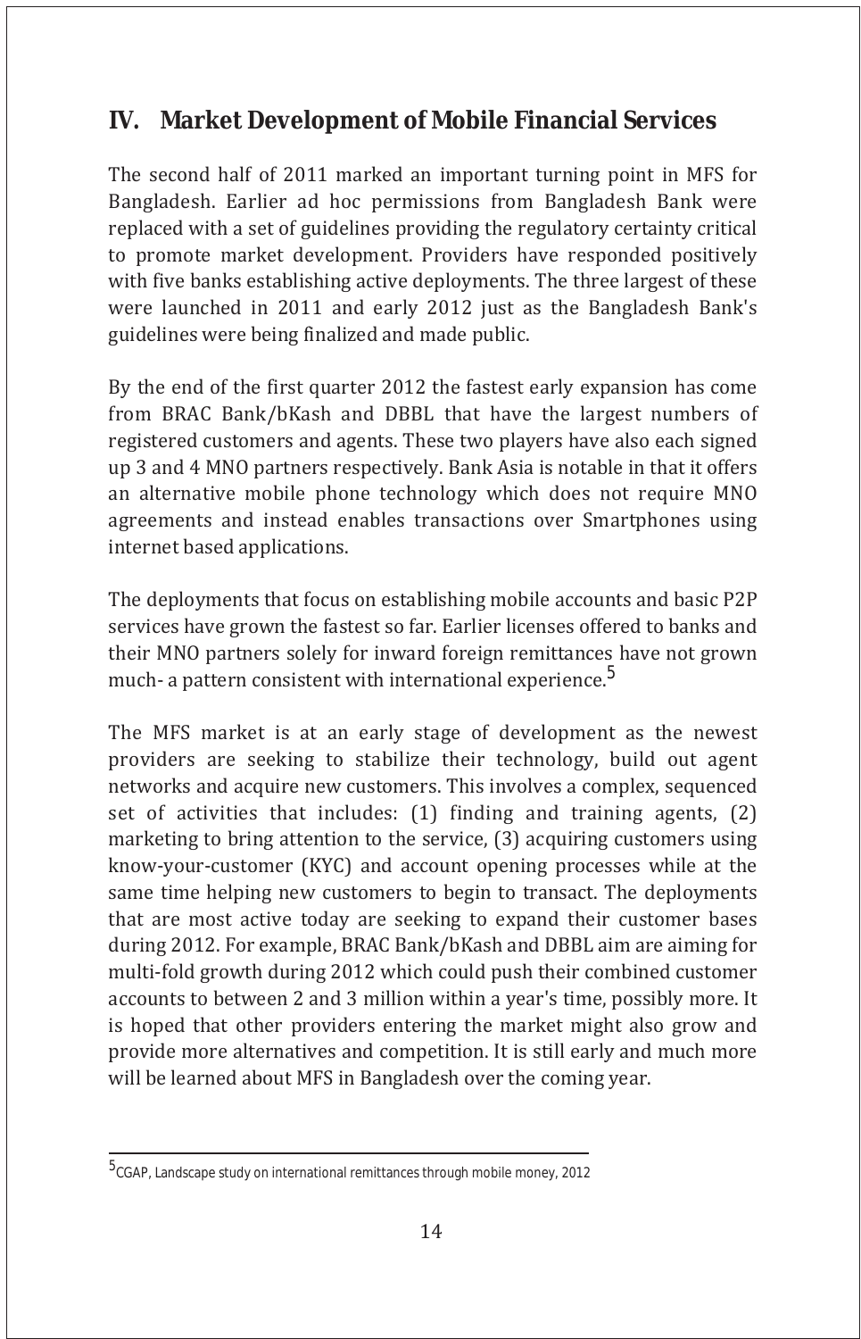## IV. Market Development of Mobile Financial Services

The second half of 2011 marked an important turning point in MFS for Bangladesh. Earlier ad hoc permissions from Bangladesh Bank were replaced with a set of guidelines providing the regulatory certainty critical to promote market development. Providers have responded positively with five banks establishing active deployments. The three largest of these were launched in 2011 and early 2012 just as the Bangladesh Bank's guidelines were being finalized and made public.

By the end of the first quarter 2012 the fastest early expansion has come from BRAC Bank/bKash and DBBL that have the largest numbers of registered customers and agents. These two players have also each signed up 3 and 4 MNO partners respectively. Bank Asia is notable in that it offers an alternative mobile phone technology which does not require MNO agreements and instead enables transactions over Smartphones using internet based applications.

The deployments that focus on establishing mobile accounts and basic P2P services have grown the fastest so far. Earlier licenses offered to banks and their MNO partners solely for inward foreign remittances have not grown much- a pattern consistent with international experience.[5]

The MFS market is at an early stage of development as the newest providers are seeking to stabilize their technology, build out agent networks and acquire new customers. This involves a complex, sequenced set of activities that includes: (1) finding and training agents, (2) marketing to bring attention to the service, (3) acquiring customers using know-your-customer (KYC) and account opening processes while at the same time helping new customers to begin to transact. The deployments that are most active today are seeking to expand their customer bases during 2012. For example, BRAC Bank/bKash and DBBL aim are aiming for multi-fold growth during 2012 which could push their combined customer accounts to between 2 and 3 million within a year's time, possibly more. It is hoped that other providers entering the market might also grow and provide more alternatives and competition. It is still early and much more will be learned about MFS in Bangladesh over the coming year.

---

[5] CGAP, Landscape study on international remittances through mobile money, 2012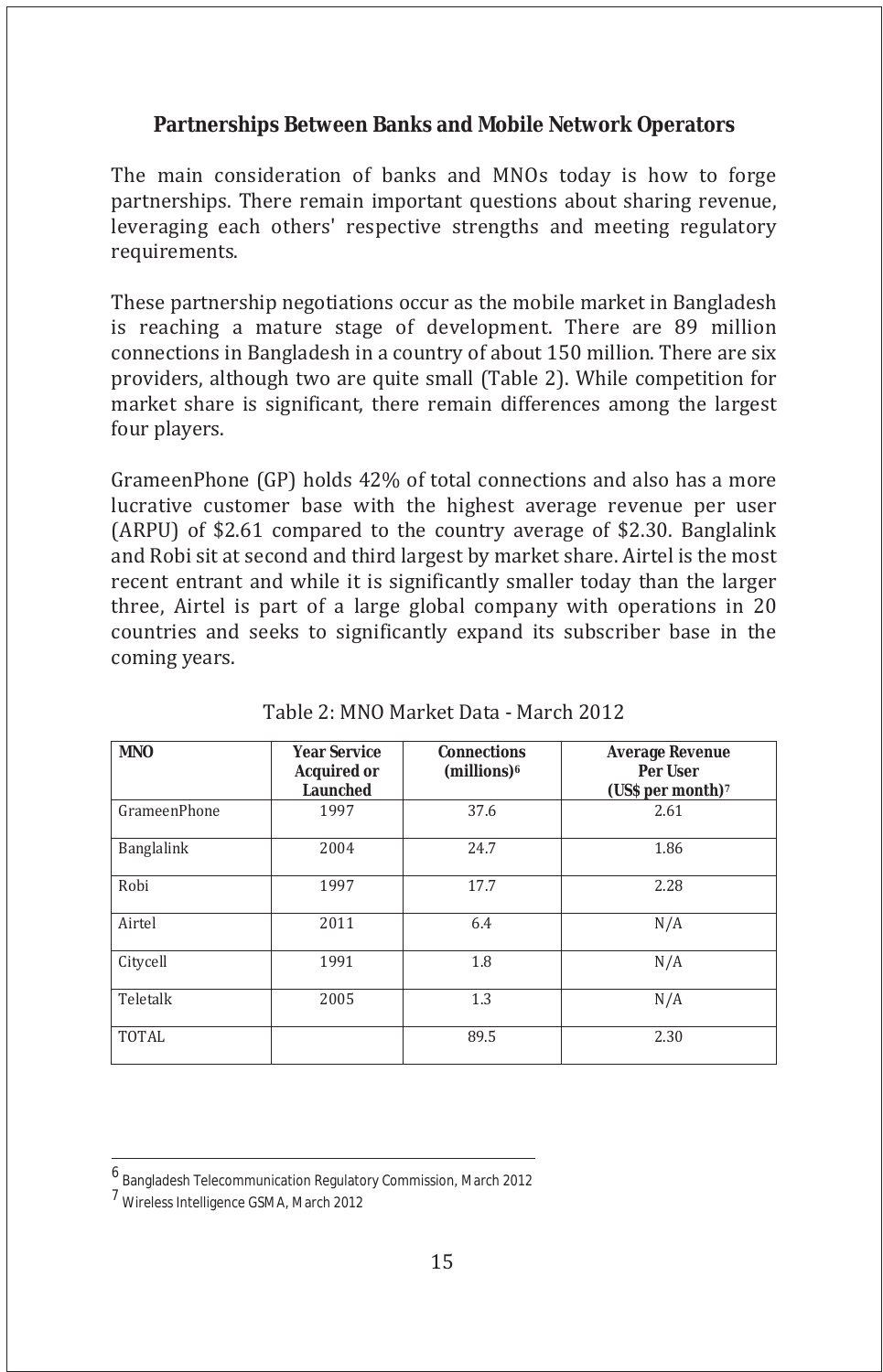## Partnerships Between Banks and Mobile Network Operators

The main consideration of banks and MNOs today is how to forge partnerships. There remain important questions about sharing revenue, leveraging each others' respective strengths and meeting regulatory requirements.

These partnership negotiations occur as the mobile market in Bangladesh is reaching a mature stage of development. There are 89 million connections in Bangladesh in a country of about 150 million. There are six providers, although two are quite small (Table 2). While competition for market share is significant, there remain differences among the largest four players.

GrameenPhone (GP) holds 42% of total connections and also has a more lucrative customer base with the highest average revenue per user (ARPU) of $2.61 compared to the country average of $2.30. Banglalink and Robi sit at second and third largest by market share. Airtel is the most recent entrant and while it is significantly smaller today than the larger three, Airtel is part of a large global company with operations in 20 countries and seeks to significantly expand its subscriber base in the coming years.

Table 2: MNO Market Data - March 2012

| MNO | Year Service Acquired or Launched | Connections (millions)[6] | Average Revenue Per User (US$ per month)[7] |
|---|---|---|---|
| GrameenPhone | 1997 | 37.6 | 2.61 |
| Banglalink | 2004 | 24.7 | 1.86 |
| Robi | 1997 | 17.7 | 2.28 |
| Airtel | 2011 | 6.4 | N/A |
| Citycell | 1991 | 1.8 | N/A |
| Teletalk | 2005 | 1.3 | N/A |
| TOTAL | | 89.5 | 2.30 |

[6] Bangladesh Telecommunication Regulatory Commission, March 2012

[7] Wireless Intelligence GSMA, March 2012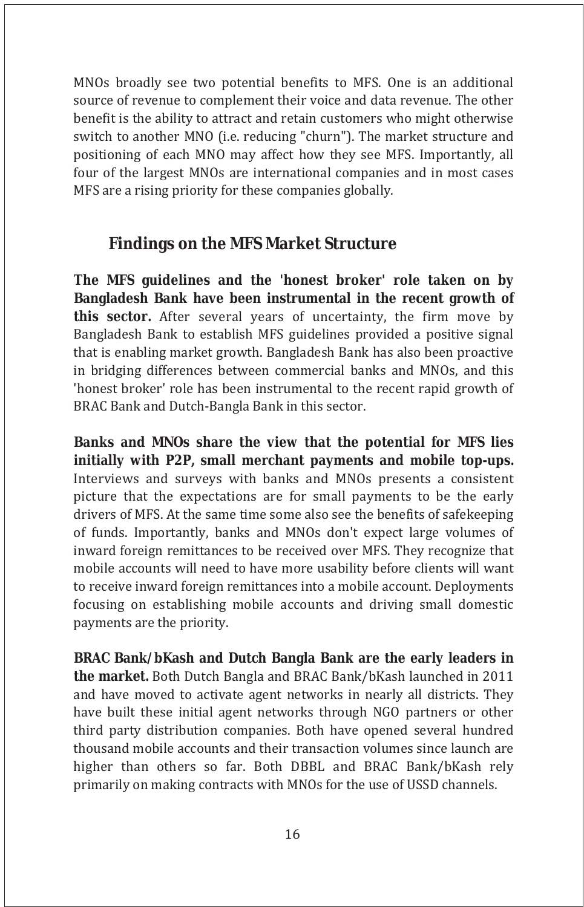MNOs broadly see two potential benefits to MFS. One is an additional source of revenue to complement their voice and data revenue. The other benefit is the ability to attract and retain customers who might otherwise switch to another MNO (i.e. reducing "churn"). The market structure and positioning of each MNO may affect how they see MFS. Importantly, all four of the largest MNOs are international companies and in most cases MFS are a rising priority for these companies globally.

## Findings on the MFS Market Structure

**The MFS guidelines and the 'honest broker' role taken on by Bangladesh Bank have been instrumental in the recent growth of this sector.** After several years of uncertainty, the firm move by Bangladesh Bank to establish MFS guidelines provided a positive signal that is enabling market growth. Bangladesh Bank has also been proactive in bridging differences between commercial banks and MNOs, and this 'honest broker' role has been instrumental to the recent rapid growth of BRAC Bank and Dutch-Bangla Bank in this sector.

**Banks and MNOs share the view that the potential for MFS lies initially with P2P, small merchant payments and mobile top-ups.** Interviews and surveys with banks and MNOs presents a consistent picture that the expectations are for small payments to be the early drivers of MFS. At the same time some also see the benefits of safekeeping of funds. Importantly, banks and MNOs don't expect large volumes of inward foreign remittances to be received over MFS. They recognize that mobile accounts will need to have more usability before clients will want to receive inward foreign remittances into a mobile account. Deployments focusing on establishing mobile accounts and driving small domestic payments are the priority.

**BRAC Bank/bKash and Dutch Bangla Bank are the early leaders in the market.** Both Dutch Bangla and BRAC Bank/bKash launched in 2011 and have moved to activate agent networks in nearly all districts. They have built these initial agent networks through NGO partners or other third party distribution companies. Both have opened several hundred thousand mobile accounts and their transaction volumes since launch are higher than others so far. Both DBBL and BRAC Bank/bKash rely primarily on making contracts with MNOs for the use of USSD channels.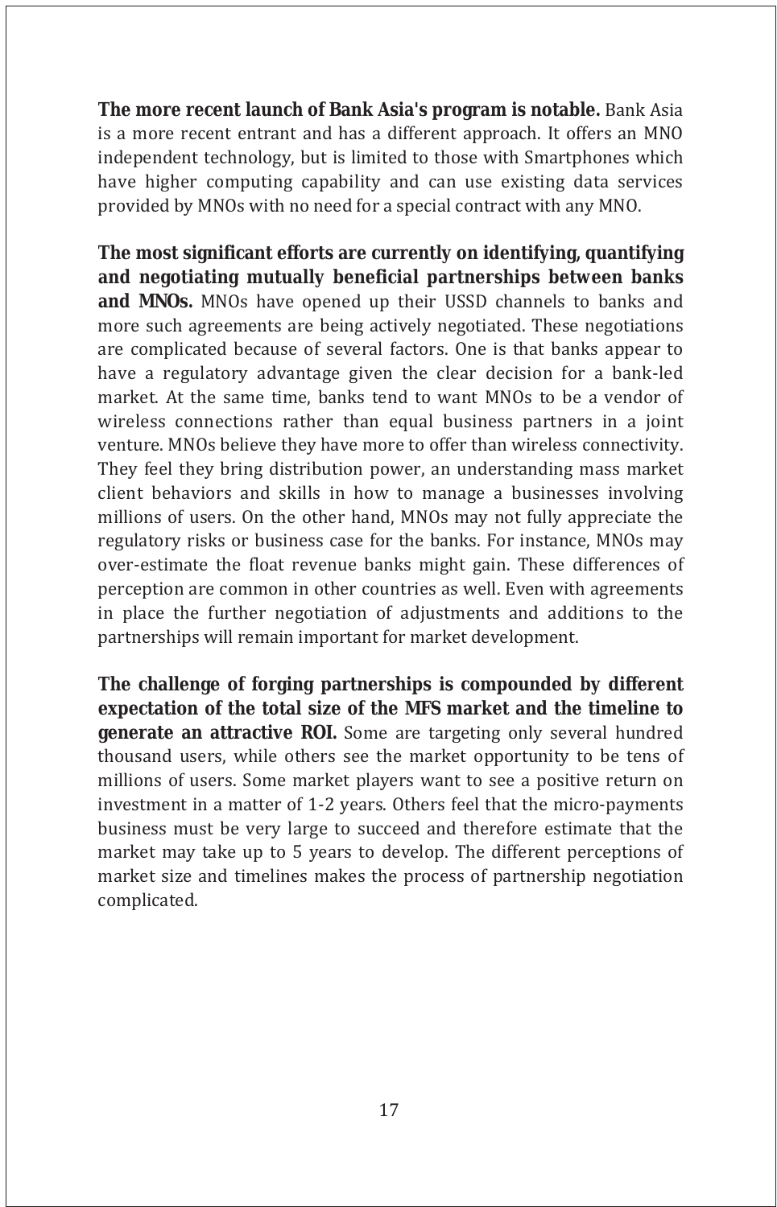**The more recent launch of Bank Asia's program is notable.** Bank Asia is a more recent entrant and has a different approach. It offers an MNO independent technology, but is limited to those with Smartphones which have higher computing capability and can use existing data services provided by MNOs with no need for a special contract with any MNO.

**The most significant efforts are currently on identifying, quantifying and negotiating mutually beneficial partnerships between banks and MNOs.** MNOs have opened up their USSD channels to banks and more such agreements are being actively negotiated. These negotiations are complicated because of several factors. One is that banks appear to have a regulatory advantage given the clear decision for a bank-led market. At the same time, banks tend to want MNOs to be a vendor of wireless connections rather than equal business partners in a joint venture. MNOs believe they have more to offer than wireless connectivity. They feel they bring distribution power, an understanding mass market client behaviors and skills in how to manage a businesses involving millions of users. On the other hand, MNOs may not fully appreciate the regulatory risks or business case for the banks. For instance, MNOs may over-estimate the float revenue banks might gain. These differences of perception are common in other countries as well. Even with agreements in place the further negotiation of adjustments and additions to the partnerships will remain important for market development.

**The challenge of forging partnerships is compounded by different expectation of the total size of the MFS market and the timeline to generate an attractive ROI.** Some are targeting only several hundred thousand users, while others see the market opportunity to be tens of millions of users. Some market players want to see a positive return on investment in a matter of 1-2 years. Others feel that the micro-payments business must be very large to succeed and therefore estimate that the market may take up to 5 years to develop. The different perceptions of market size and timelines makes the process of partnership negotiation complicated.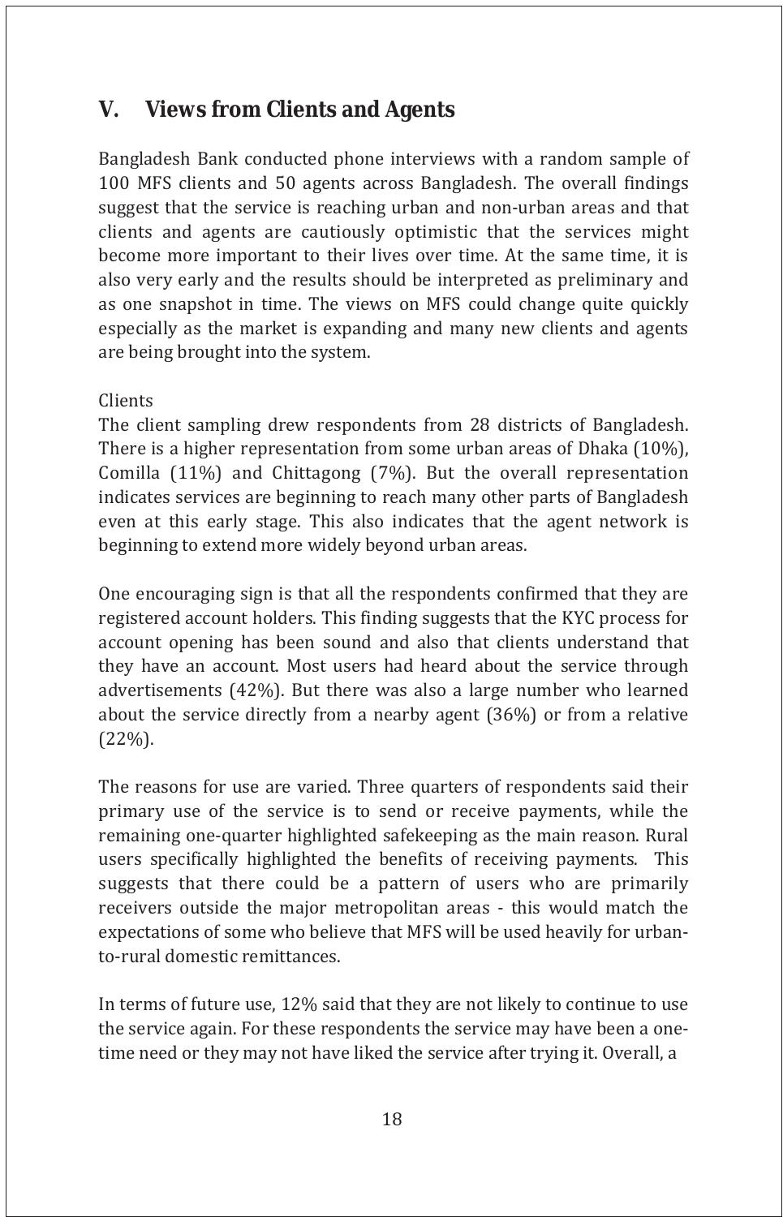## V. Views from Clients and Agents

Bangladesh Bank conducted phone interviews with a random sample of 100 MFS clients and 50 agents across Bangladesh. The overall findings suggest that the service is reaching urban and non-urban areas and that clients and agents are cautiously optimistic that the services might become more important to their lives over time. At the same time, it is also very early and the results should be interpreted as preliminary and as one snapshot in time. The views on MFS could change quite quickly especially as the market is expanding and many new clients and agents are being brought into the system.

Clients

The client sampling drew respondents from 28 districts of Bangladesh. There is a higher representation from some urban areas of Dhaka (10%), Comilla (11%) and Chittagong (7%). But the overall representation indicates services are beginning to reach many other parts of Bangladesh even at this early stage. This also indicates that the agent network is beginning to extend more widely beyond urban areas.

One encouraging sign is that all the respondents confirmed that they are registered account holders. This finding suggests that the KYC process for account opening has been sound and also that clients understand that they have an account. Most users had heard about the service through advertisements (42%). But there was also a large number who learned about the service directly from a nearby agent (36%) or from a relative (22%).

The reasons for use are varied. Three quarters of respondents said their primary use of the service is to send or receive payments, while the remaining one-quarter highlighted safekeeping as the main reason. Rural users specifically highlighted the benefits of receiving payments. This suggests that there could be a pattern of users who are primarily receivers outside the major metropolitan areas - this would match the expectations of some who believe that MFS will be used heavily for urban-to-rural domestic remittances.

In terms of future use, 12% said that they are not likely to continue to use the service again. For these respondents the service may have been a one-time need or they may not have liked the service after trying it. Overall, a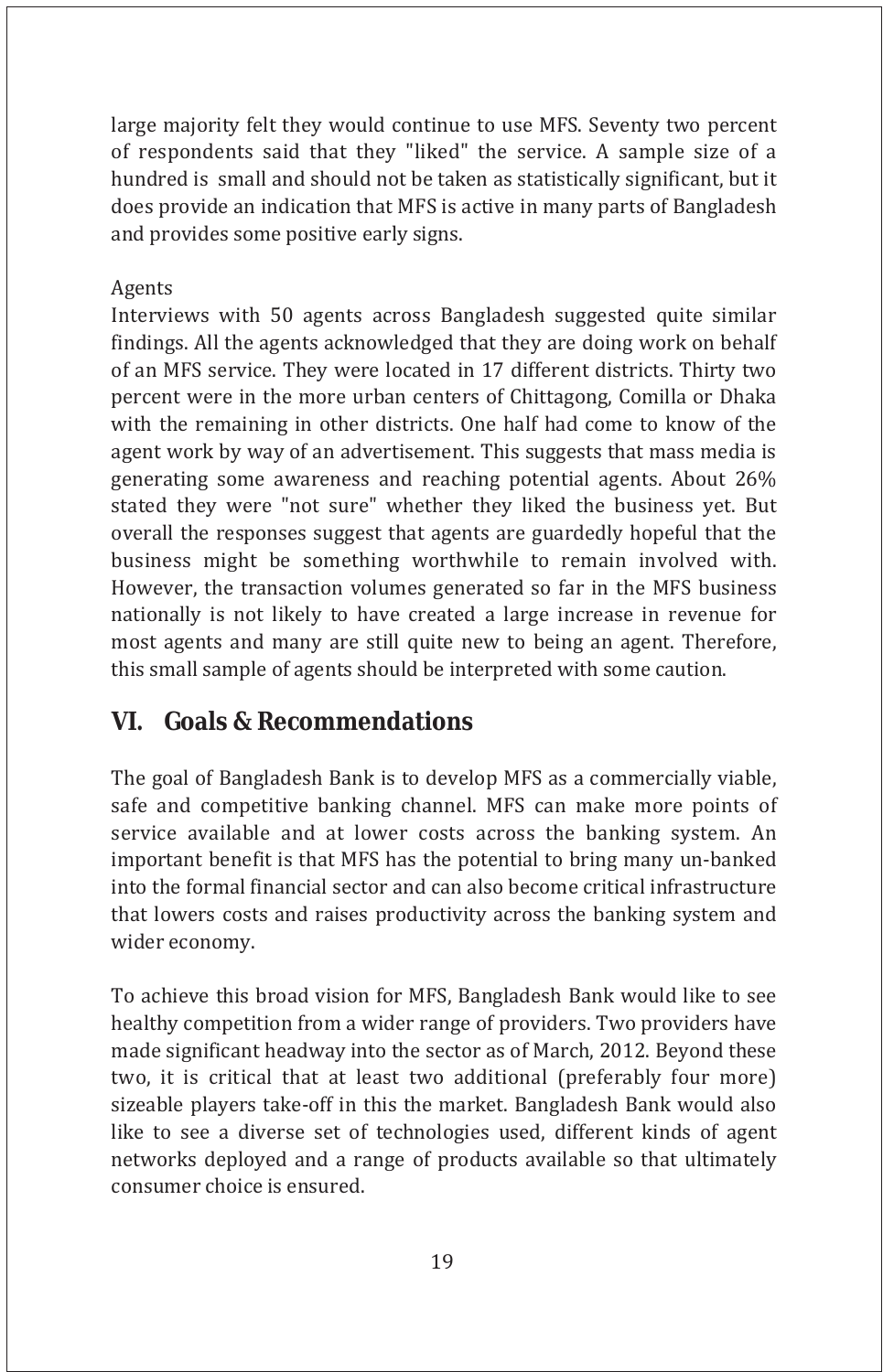large majority felt they would continue to use MFS. Seventy two percent of respondents said that they "liked" the service. A sample size of a hundred is small and should not be taken as statistically significant, but it does provide an indication that MFS is active in many parts of Bangladesh and provides some positive early signs.

Agents

Interviews with 50 agents across Bangladesh suggested quite similar findings. All the agents acknowledged that they are doing work on behalf of an MFS service. They were located in 17 different districts. Thirty two percent were in the more urban centers of Chittagong, Comilla or Dhaka with the remaining in other districts. One half had come to know of the agent work by way of an advertisement. This suggests that mass media is generating some awareness and reaching potential agents. About 26% stated they were "not sure" whether they liked the business yet. But overall the responses suggest that agents are guardedly hopeful that the business might be something worthwhile to remain involved with. However, the transaction volumes generated so far in the MFS business nationally is not likely to have created a large increase in revenue for most agents and many are still quite new to being an agent. Therefore, this small sample of agents should be interpreted with some caution.

## VI. Goals & Recommendations

The goal of Bangladesh Bank is to develop MFS as a commercially viable, safe and competitive banking channel. MFS can make more points of service available and at lower costs across the banking system. An important benefit is that MFS has the potential to bring many un-banked into the formal financial sector and can also become critical infrastructure that lowers costs and raises productivity across the banking system and wider economy.

To achieve this broad vision for MFS, Bangladesh Bank would like to see healthy competition from a wider range of providers. Two providers have made significant headway into the sector as of March, 2012. Beyond these two, it is critical that at least two additional (preferably four more) sizeable players take-off in this the market. Bangladesh Bank would also like to see a diverse set of technologies used, different kinds of agent networks deployed and a range of products available so that ultimately consumer choice is ensured.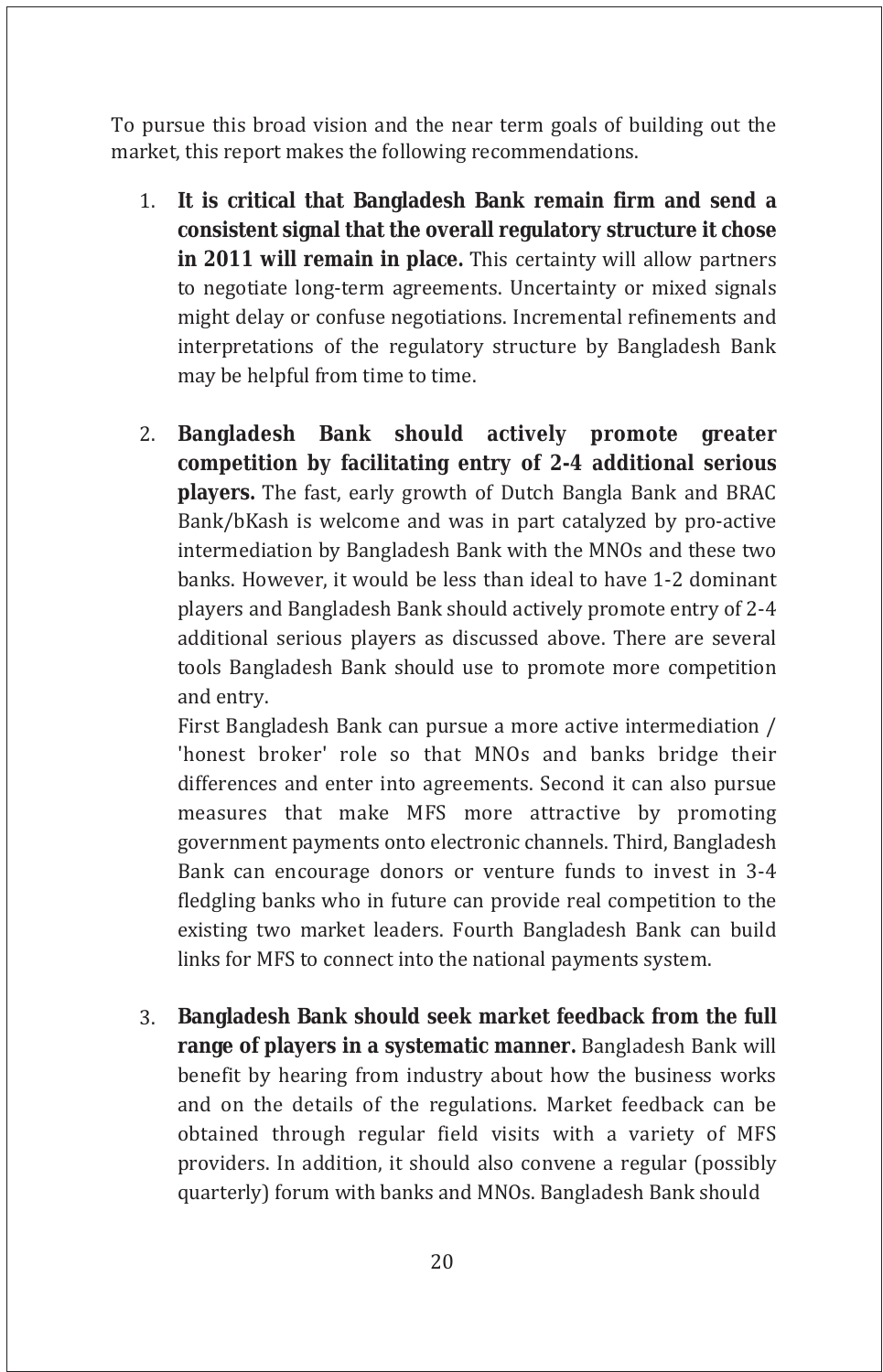To pursue this broad vision and the near term goals of building out the market, this report makes the following recommendations.

1. **It is critical that Bangladesh Bank remain firm and send a consistent signal that the overall regulatory structure it chose in 2011 will remain in place.** This certainty will allow partners to negotiate long-term agreements. Uncertainty or mixed signals might delay or confuse negotiations. Incremental refinements and interpretations of the regulatory structure by Bangladesh Bank may be helpful from time to time.

2. **Bangladesh Bank should actively promote greater competition by facilitating entry of 2-4 additional serious players.** The fast, early growth of Dutch Bangla Bank and BRAC Bank/bKash is welcome and was in part catalyzed by pro-active intermediation by Bangladesh Bank with the MNOs and these two banks. However, it would be less than ideal to have 1-2 dominant players and Bangladesh Bank should actively promote entry of 2-4 additional serious players as discussed above. There are several tools Bangladesh Bank should use to promote more competition and entry.
   First Bangladesh Bank can pursue a more active intermediation / 'honest broker' role so that MNOs and banks bridge their differences and enter into agreements. Second it can also pursue measures that make MFS more attractive by promoting government payments onto electronic channels. Third, Bangladesh Bank can encourage donors or venture funds to invest in 3-4 fledgling banks who in future can provide real competition to the existing two market leaders. Fourth Bangladesh Bank can build links for MFS to connect into the national payments system.

3. **Bangladesh Bank should seek market feedback from the full range of players in a systematic manner.** Bangladesh Bank will benefit by hearing from industry about how the business works and on the details of the regulations. Market feedback can be obtained through regular field visits with a variety of MFS providers. In addition, it should also convene a regular (possibly quarterly) forum with banks and MNOs. Bangladesh Bank should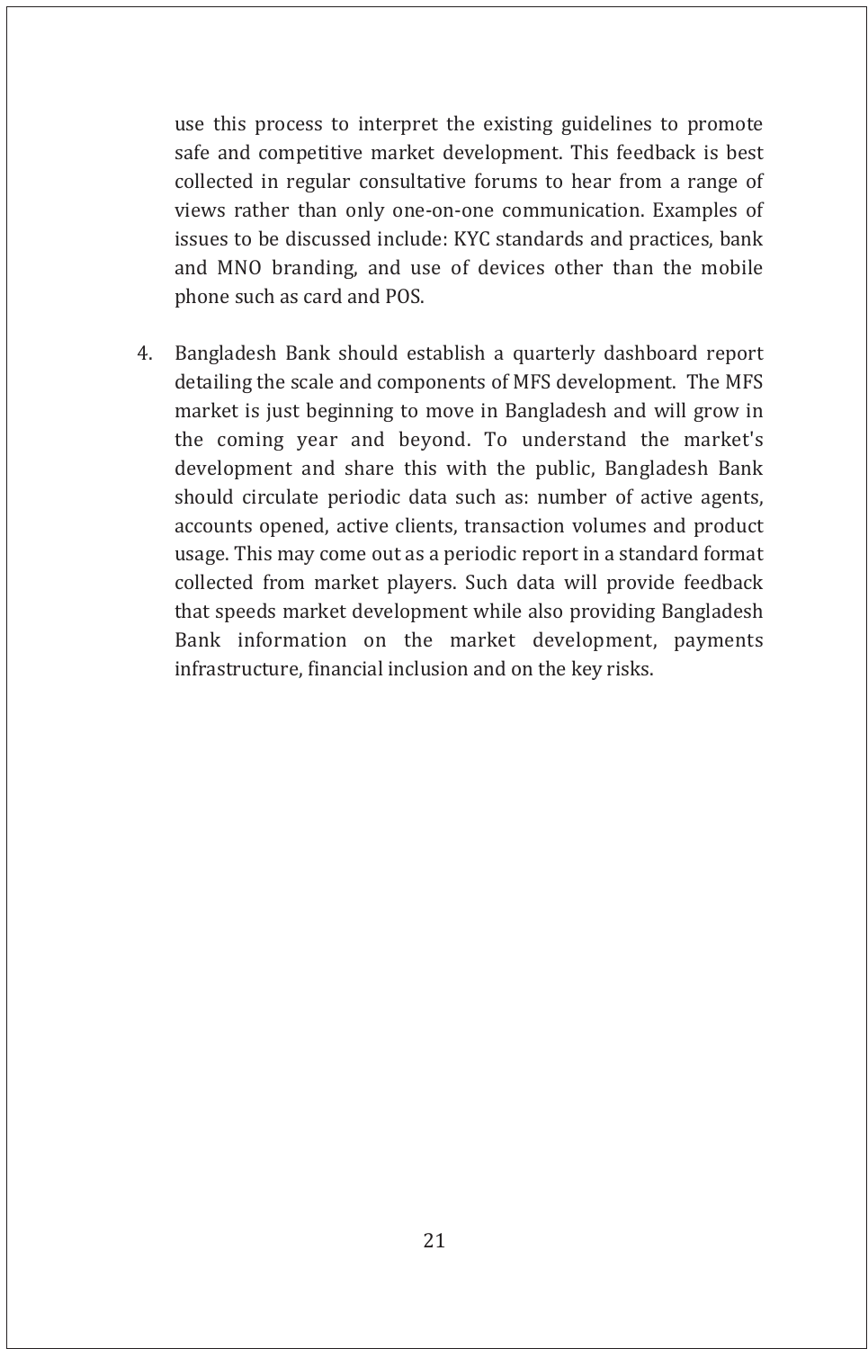use this process to interpret the existing guidelines to promote safe and competitive market development. This feedback is best collected in regular consultative forums to hear from a range of views rather than only one-on-one communication. Examples of issues to be discussed include: KYC standards and practices, bank and MNO branding, and use of devices other than the mobile phone such as card and POS.

4. Bangladesh Bank should establish a quarterly dashboard report detailing the scale and components of MFS development. The MFS market is just beginning to move in Bangladesh and will grow in the coming year and beyond. To understand the market's development and share this with the public, Bangladesh Bank should circulate periodic data such as: number of active agents, accounts opened, active clients, transaction volumes and product usage. This may come out as a periodic report in a standard format collected from market players. Such data will provide feedback that speeds market development while also providing Bangladesh Bank information on the market development, payments infrastructure, financial inclusion and on the key risks.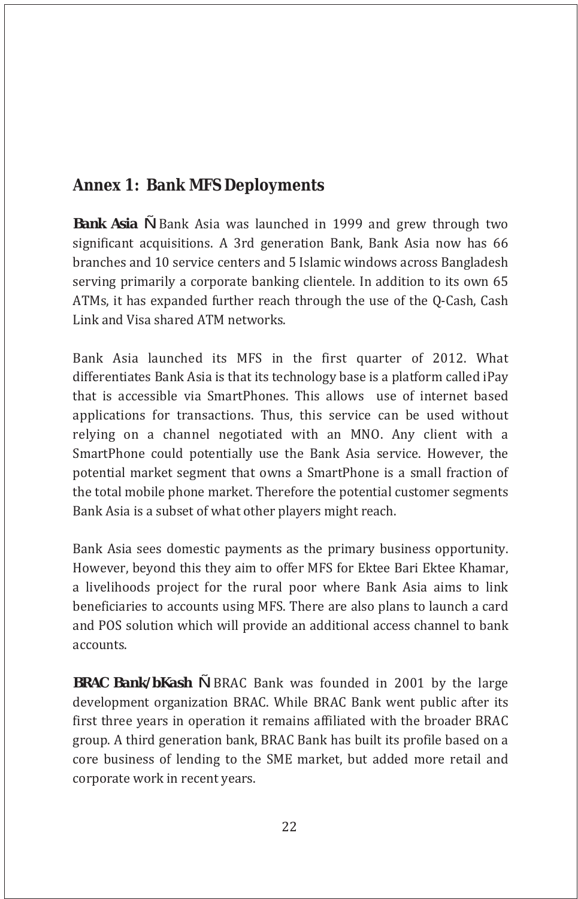## Annex 1: Bank MFS Deployments

**Bank Asia** Ñ Bank Asia was launched in 1999 and grew through two significant acquisitions. A 3rd generation Bank, Bank Asia now has 66 branches and 10 service centers and 5 Islamic windows across Bangladesh serving primarily a corporate banking clientele. In addition to its own 65 ATMs, it has expanded further reach through the use of the Q-Cash, Cash Link and Visa shared ATM networks.

Bank Asia launched its MFS in the first quarter of 2012. What differentiates Bank Asia is that its technology base is a platform called iPay that is accessible via SmartPhones. This allows use of internet based applications for transactions. Thus, this service can be used without relying on a channel negotiated with an MNO. Any client with a SmartPhone could potentially use the Bank Asia service. However, the potential market segment that owns a SmartPhone is a small fraction of the total mobile phone market. Therefore the potential customer segments Bank Asia is a subset of what other players might reach.

Bank Asia sees domestic payments as the primary business opportunity. However, beyond this they aim to offer MFS for Ektee Bari Ektee Khamar, a livelihoods project for the rural poor where Bank Asia aims to link beneficiaries to accounts using MFS. There are also plans to launch a card and POS solution which will provide an additional access channel to bank accounts.

**BRAC Bank/bKash** Ñ BRAC Bank was founded in 2001 by the large development organization BRAC. While BRAC Bank went public after its first three years in operation it remains affiliated with the broader BRAC group. A third generation bank, BRAC Bank has built its profile based on a core business of lending to the SME market, but added more retail and corporate work in recent years.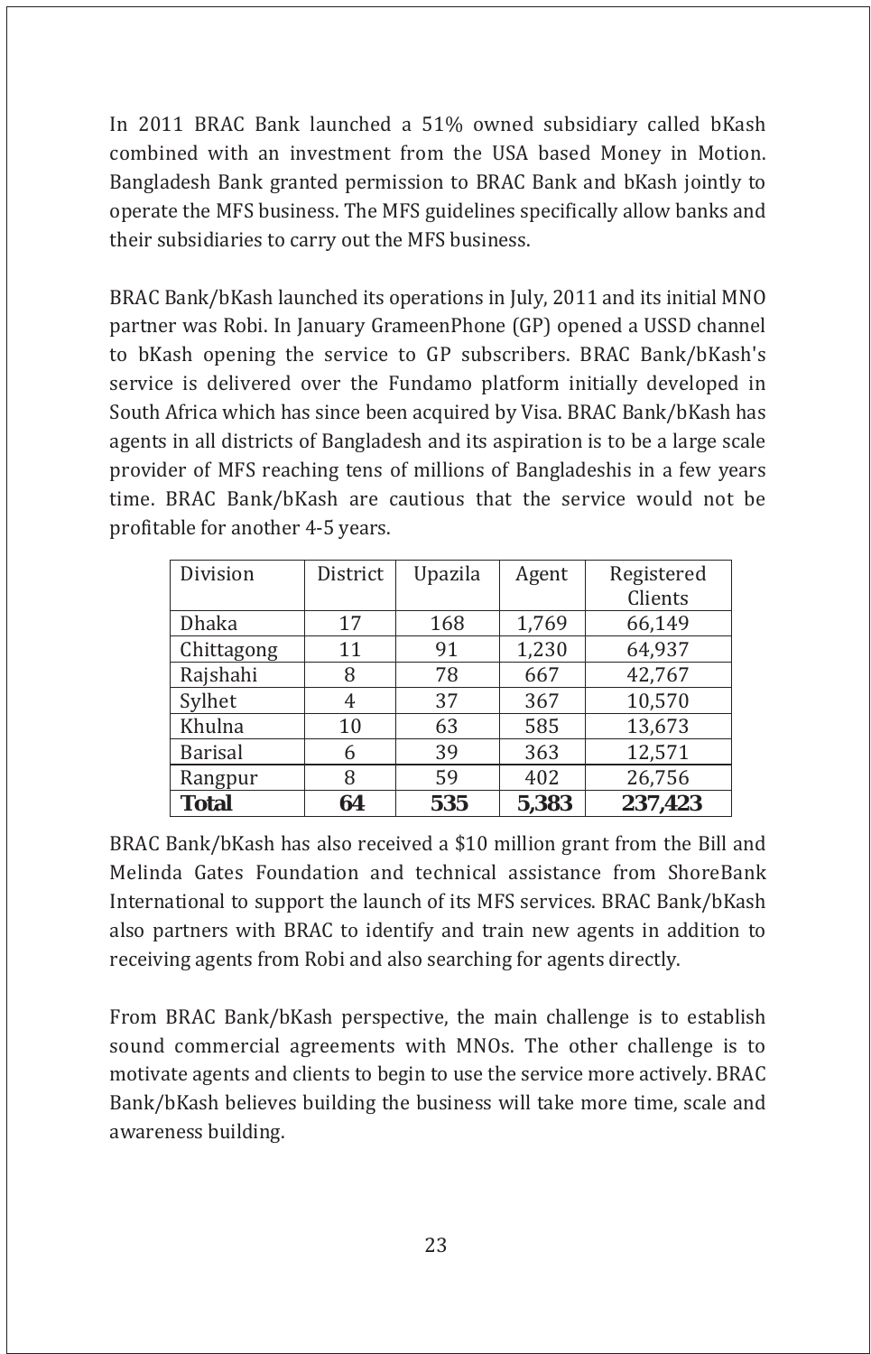In 2011 BRAC Bank launched a 51% owned subsidiary called bKash combined with an investment from the USA based Money in Motion. Bangladesh Bank granted permission to BRAC Bank and bKash jointly to operate the MFS business. The MFS guidelines specifically allow banks and their subsidiaries to carry out the MFS business.

BRAC Bank/bKash launched its operations in July, 2011 and its initial MNO partner was Robi. In January GrameenPhone (GP) opened a USSD channel to bKash opening the service to GP subscribers. BRAC Bank/bKash's service is delivered over the Fundamo platform initially developed in South Africa which has since been acquired by Visa. BRAC Bank/bKash has agents in all districts of Bangladesh and its aspiration is to be a large scale provider of MFS reaching tens of millions of Bangladeshis in a few years time. BRAC Bank/bKash are cautious that the service would not be profitable for another 4-5 years.

| Division | District | Upazila | Agent | Registered Clients |
|---|---|---|---|---|
| Dhaka | 17 | 168 | 1,769 | 66,149 |
| Chittagong | 11 | 91 | 1,230 | 64,937 |
| Rajshahi | 8 | 78 | 667 | 42,767 |
| Sylhet | 4 | 37 | 367 | 10,570 |
| Khulna | 10 | 63 | 585 | 13,673 |
| Barisal | 6 | 39 | 363 | 12,571 |
| Rangpur | 8 | 59 | 402 | 26,756 |
| **Total** | **64** | **535** | **5,383** | **237,423** |

BRAC Bank/bKash has also received a $10 million grant from the Bill and Melinda Gates Foundation and technical assistance from ShoreBank International to support the launch of its MFS services. BRAC Bank/bKash also partners with BRAC to identify and train new agents in addition to receiving agents from Robi and also searching for agents directly.

From BRAC Bank/bKash perspective, the main challenge is to establish sound commercial agreements with MNOs. The other challenge is to motivate agents and clients to begin to use the service more actively. BRAC Bank/bKash believes building the business will take more time, scale and awareness building.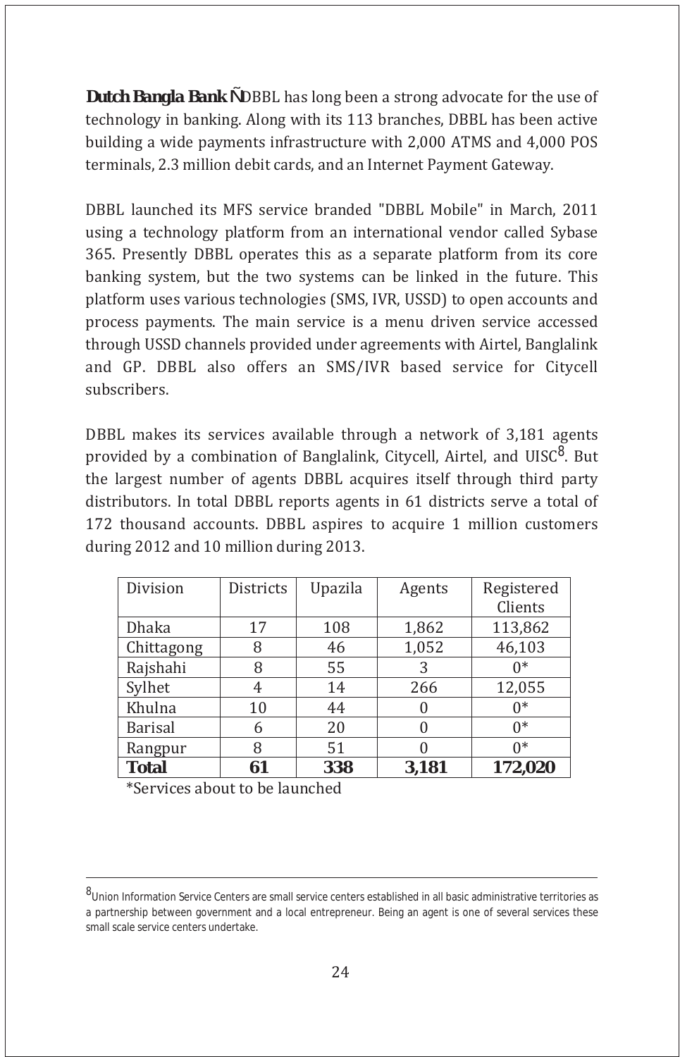**Dutch Bangla Bank Ñ**DBBL has long been a strong advocate for the use of technology in banking. Along with its 113 branches, DBBL has been active building a wide payments infrastructure with 2,000 ATMS and 4,000 POS terminals, 2.3 million debit cards, and an Internet Payment Gateway.

DBBL launched its MFS service branded "DBBL Mobile" in March, 2011 using a technology platform from an international vendor called Sybase 365. Presently DBBL operates this as a separate platform from its core banking system, but the two systems can be linked in the future. This platform uses various technologies (SMS, IVR, USSD) to open accounts and process payments. The main service is a menu driven service accessed through USSD channels provided under agreements with Airtel, Banglalink and GP. DBBL also offers an SMS/IVR based service for Citycell subscribers.

DBBL makes its services available through a network of 3,181 agents provided by a combination of Banglalink, Citycell, Airtel, and UISC[8]. But the largest number of agents DBBL acquires itself through third party distributors. In total DBBL reports agents in 61 districts serve a total of 172 thousand accounts. DBBL aspires to acquire 1 million customers during 2012 and 10 million during 2013.

| Division | Districts | Upazila | Agents | Registered Clients |
|---|---|---|---|---|
| Dhaka | 17 | 108 | 1,862 | 113,862 |
| Chittagong | 8 | 46 | 1,052 | 46,103 |
| Rajshahi | 8 | 55 | 3 | 0* |
| Sylhet | 4 | 14 | 266 | 12,055 |
| Khulna | 10 | 44 | 0 | 0* |
| Barisal | 6 | 20 | 0 | 0* |
| Rangpur | 8 | 51 | 0 | 0* |
| **Total** | **61** | **338** | **3,181** | **172,020** |

*Services about to be launched

[8] Union Information Service Centers are small service centers established in all basic administrative territories as a partnership between government and a local entrepreneur. Being an agent is one of several services these small scale service centers undertake.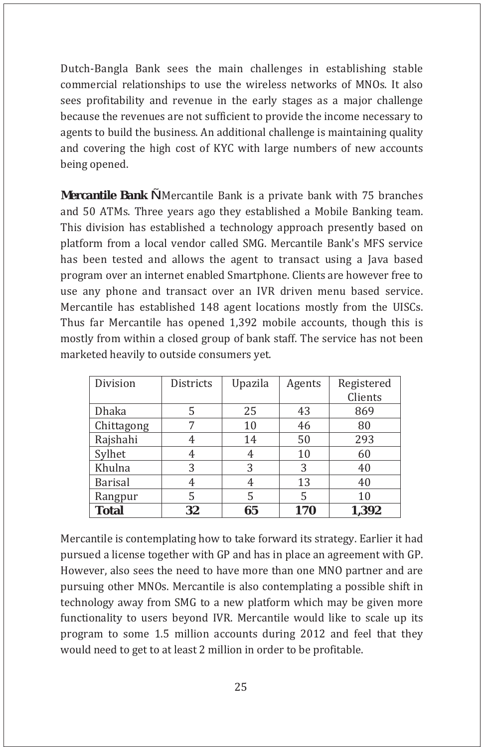Dutch-Bangla Bank sees the main challenges in establishing stable commercial relationships to use the wireless networks of MNOs. It also sees profitability and revenue in the early stages as a major challenge because the revenues are not sufficient to provide the income necessary to agents to build the business. An additional challenge is maintaining quality and covering the high cost of KYC with large numbers of new accounts being opened.

**Mercantile Bank Ñ**Mercantile Bank is a private bank with 75 branches and 50 ATMs. Three years ago they established a Mobile Banking team. This division has established a technology approach presently based on platform from a local vendor called SMG. Mercantile Bank's MFS service has been tested and allows the agent to transact using a Java based program over an internet enabled Smartphone. Clients are however free to use any phone and transact over an IVR driven menu based service. Mercantile has established 148 agent locations mostly from the UISCs. Thus far Mercantile has opened 1,392 mobile accounts, though this is mostly from within a closed group of bank staff. The service has not been marketed heavily to outside consumers yet.

| Division | Districts | Upazila | Agents | Registered Clients |
|---|---|---|---|---|
| Dhaka | 5 | 25 | 43 | 869 |
| Chittagong | 7 | 10 | 46 | 80 |
| Rajshahi | 4 | 14 | 50 | 293 |
| Sylhet | 4 | 4 | 10 | 60 |
| Khulna | 3 | 3 | 3 | 40 |
| Barisal | 4 | 4 | 13 | 40 |
| Rangpur | 5 | 5 | 5 | 10 |
| **Total** | **32** | **65** | **170** | **1,392** |

Mercantile is contemplating how to take forward its strategy. Earlier it had pursued a license together with GP and has in place an agreement with GP. However, also sees the need to have more than one MNO partner and are pursuing other MNOs. Mercantile is also contemplating a possible shift in technology away from SMG to a new platform which may be given more functionality to users beyond IVR. Mercantile would like to scale up its program to some 1.5 million accounts during 2012 and feel that they would need to get to at least 2 million in order to be profitable.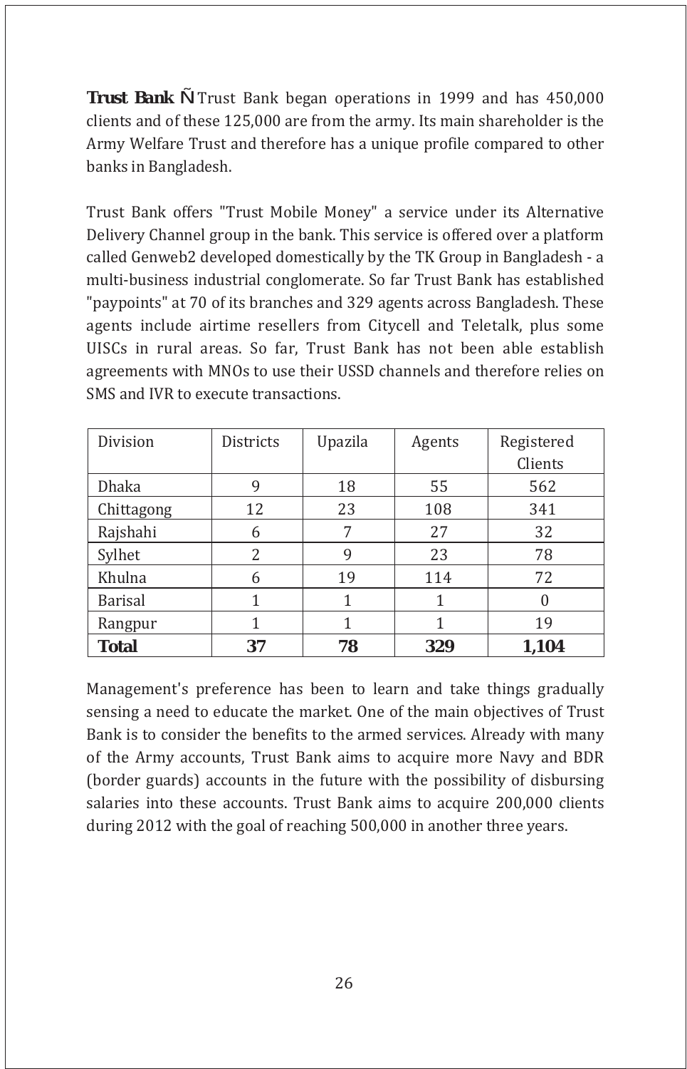**Trust Bank Ñ** Trust Bank began operations in 1999 and has 450,000 clients and of these 125,000 are from the army. Its main shareholder is the Army Welfare Trust and therefore has a unique profile compared to other banks in Bangladesh.

Trust Bank offers "Trust Mobile Money" a service under its Alternative Delivery Channel group in the bank. This service is offered over a platform called Genweb2 developed domestically by the TK Group in Bangladesh - a multi-business industrial conglomerate. So far Trust Bank has established "paypoints" at 70 of its branches and 329 agents across Bangladesh. These agents include airtime resellers from Citycell and Teletalk, plus some UISCs in rural areas. So far, Trust Bank has not been able establish agreements with MNOs to use their USSD channels and therefore relies on SMS and IVR to execute transactions.

| Division | Districts | Upazila | Agents | Registered Clients |
|---|---|---|---|---|
| Dhaka | 9 | 18 | 55 | 562 |
| Chittagong | 12 | 23 | 108 | 341 |
| Rajshahi | 6 | 7 | 27 | 32 |
| Sylhet | 2 | 9 | 23 | 78 |
| Khulna | 6 | 19 | 114 | 72 |
| Barisal | 1 | 1 | 1 | 0 |
| Rangpur | 1 | 1 | 1 | 19 |
| **Total** | **37** | **78** | **329** | **1,104** |

Management's preference has been to learn and take things gradually sensing a need to educate the market. One of the main objectives of Trust Bank is to consider the benefits to the armed services. Already with many of the Army accounts, Trust Bank aims to acquire more Navy and BDR (border guards) accounts in the future with the possibility of disbursing salaries into these accounts. Trust Bank aims to acquire 200,000 clients during 2012 with the goal of reaching 500,000 in another three years.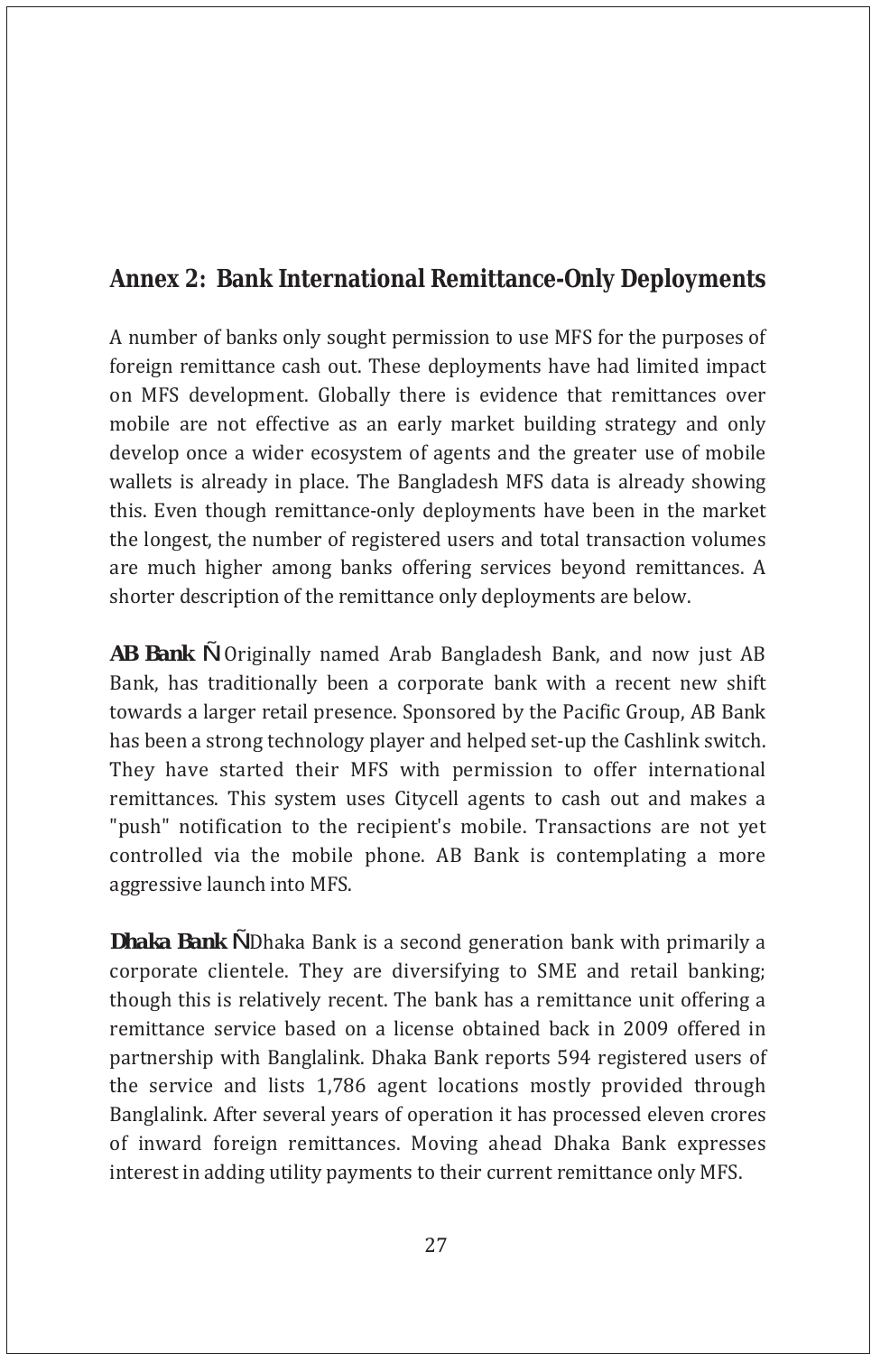## Annex 2: Bank International Remittance-Only Deployments

A number of banks only sought permission to use MFS for the purposes of foreign remittance cash out. These deployments have had limited impact on MFS development. Globally there is evidence that remittances over mobile are not effective as an early market building strategy and only develop once a wider ecosystem of agents and the greater use of mobile wallets is already in place. The Bangladesh MFS data is already showing this. Even though remittance-only deployments have been in the market the longest, the number of registered users and total transaction volumes are much higher among banks offering services beyond remittances. A shorter description of the remittance only deployments are below.

**AB Bank** Ñ Originally named Arab Bangladesh Bank, and now just AB Bank, has traditionally been a corporate bank with a recent new shift towards a larger retail presence. Sponsored by the Pacific Group, AB Bank has been a strong technology player and helped set-up the Cashlink switch. They have started their MFS with permission to offer international remittances. This system uses Citycell agents to cash out and makes a "push" notification to the recipient's mobile. Transactions are not yet controlled via the mobile phone. AB Bank is contemplating a more aggressive launch into MFS.

**Dhaka Bank** ÑDhaka Bank is a second generation bank with primarily a corporate clientele. They are diversifying to SME and retail banking; though this is relatively recent. The bank has a remittance unit offering a remittance service based on a license obtained back in 2009 offered in partnership with Banglalink. Dhaka Bank reports 594 registered users of the service and lists 1,786 agent locations mostly provided through Banglalink. After several years of operation it has processed eleven crores of inward foreign remittances. Moving ahead Dhaka Bank expresses interest in adding utility payments to their current remittance only MFS.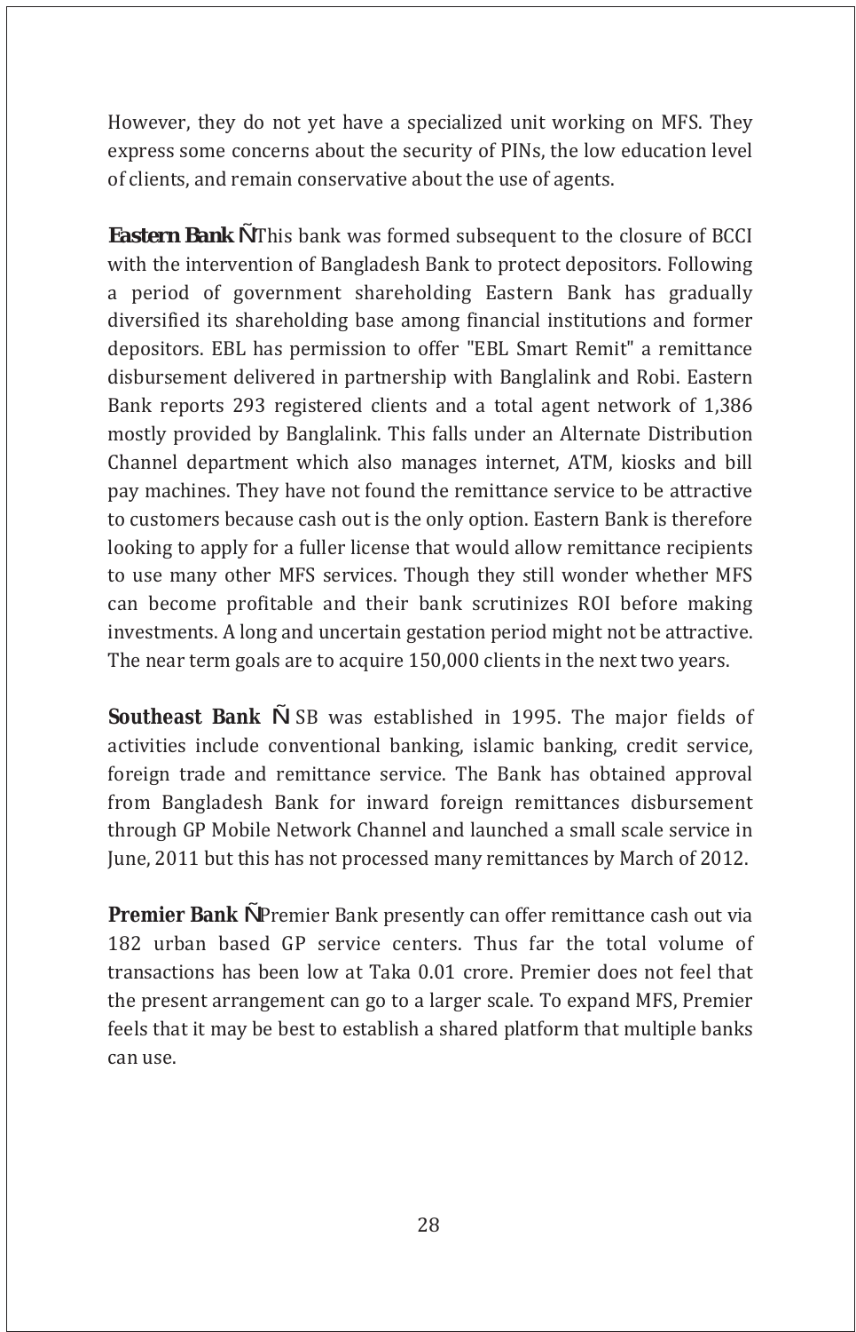However, they do not yet have a specialized unit working on MFS. They express some concerns about the security of PINs, the low education level of clients, and remain conservative about the use of agents.

**Eastern Bank Ñ**This bank was formed subsequent to the closure of BCCI with the intervention of Bangladesh Bank to protect depositors. Following a period of government shareholding Eastern Bank has gradually diversified its shareholding base among financial institutions and former depositors. EBL has permission to offer "EBL Smart Remit" a remittance disbursement delivered in partnership with Banglalink and Robi. Eastern Bank reports 293 registered clients and a total agent network of 1,386 mostly provided by Banglalink. This falls under an Alternate Distribution Channel department which also manages internet, ATM, kiosks and bill pay machines. They have not found the remittance service to be attractive to customers because cash out is the only option. Eastern Bank is therefore looking to apply for a fuller license that would allow remittance recipients to use many other MFS services. Though they still wonder whether MFS can become profitable and their bank scrutinizes ROI before making investments. A long and uncertain gestation period might not be attractive. The near term goals are to acquire 150,000 clients in the next two years.

**Southeast Bank Ñ** SB was established in 1995. The major fields of activities include conventional banking, islamic banking, credit service, foreign trade and remittance service. The Bank has obtained approval from Bangladesh Bank for inward foreign remittances disbursement through GP Mobile Network Channel and launched a small scale service in June, 2011 but this has not processed many remittances by March of 2012.

**Premier Bank Ñ**Premier Bank presently can offer remittance cash out via 182 urban based GP service centers. Thus far the total volume of transactions has been low at Taka 0.01 crore. Premier does not feel that the present arrangement can go to a larger scale. To expand MFS, Premier feels that it may be best to establish a shared platform that multiple banks can use.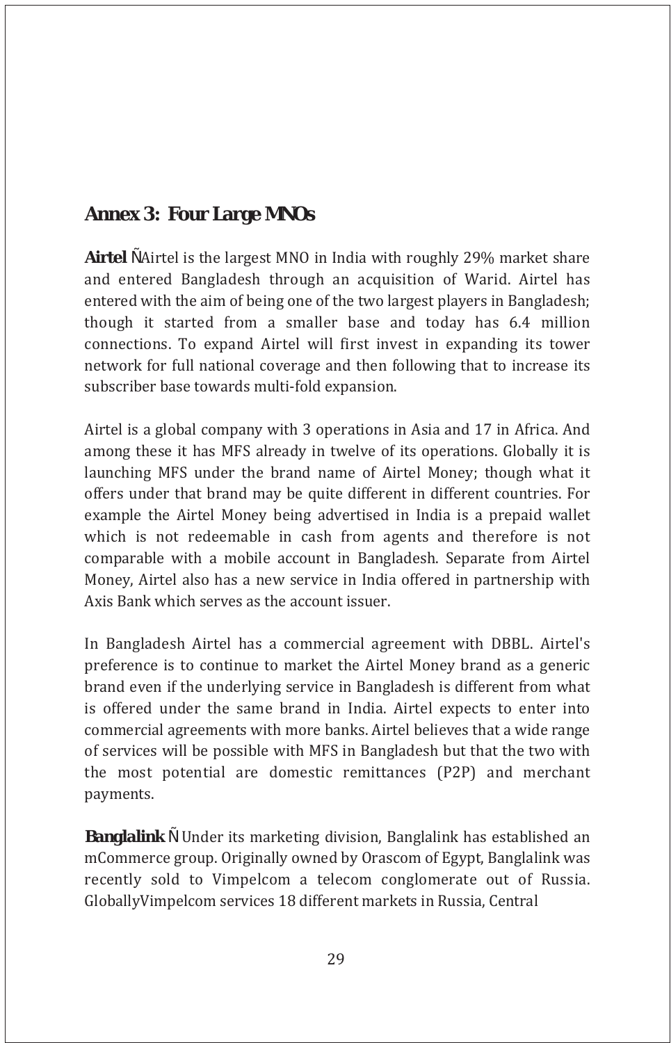## Annex 3: Four Large MNOs

**Airtel** ÑAirtel is the largest MNO in India with roughly 29% market share and entered Bangladesh through an acquisition of Warid. Airtel has entered with the aim of being one of the two largest players in Bangladesh; though it started from a smaller base and today has 6.4 million connections. To expand Airtel will first invest in expanding its tower network for full national coverage and then following that to increase its subscriber base towards multi-fold expansion.

Airtel is a global company with 3 operations in Asia and 17 in Africa. And among these it has MFS already in twelve of its operations. Globally it is launching MFS under the brand name of Airtel Money; though what it offers under that brand may be quite different in different countries. For example the Airtel Money being advertised in India is a prepaid wallet which is not redeemable in cash from agents and therefore is not comparable with a mobile account in Bangladesh. Separate from Airtel Money, Airtel also has a new service in India offered in partnership with Axis Bank which serves as the account issuer.

In Bangladesh Airtel has a commercial agreement with DBBL. Airtel's preference is to continue to market the Airtel Money brand as a generic brand even if the underlying service in Bangladesh is different from what is offered under the same brand in India. Airtel expects to enter into commercial agreements with more banks. Airtel believes that a wide range of services will be possible with MFS in Bangladesh but that the two with the most potential are domestic remittances (P2P) and merchant payments.

**Banglalink** Ñ Under its marketing division, Banglalink has established an mCommerce group. Originally owned by Orascom of Egypt, Banglalink was recently sold to Vimpelcom a telecom conglomerate out of Russia. GloballyVimpelcom services 18 different markets in Russia, Central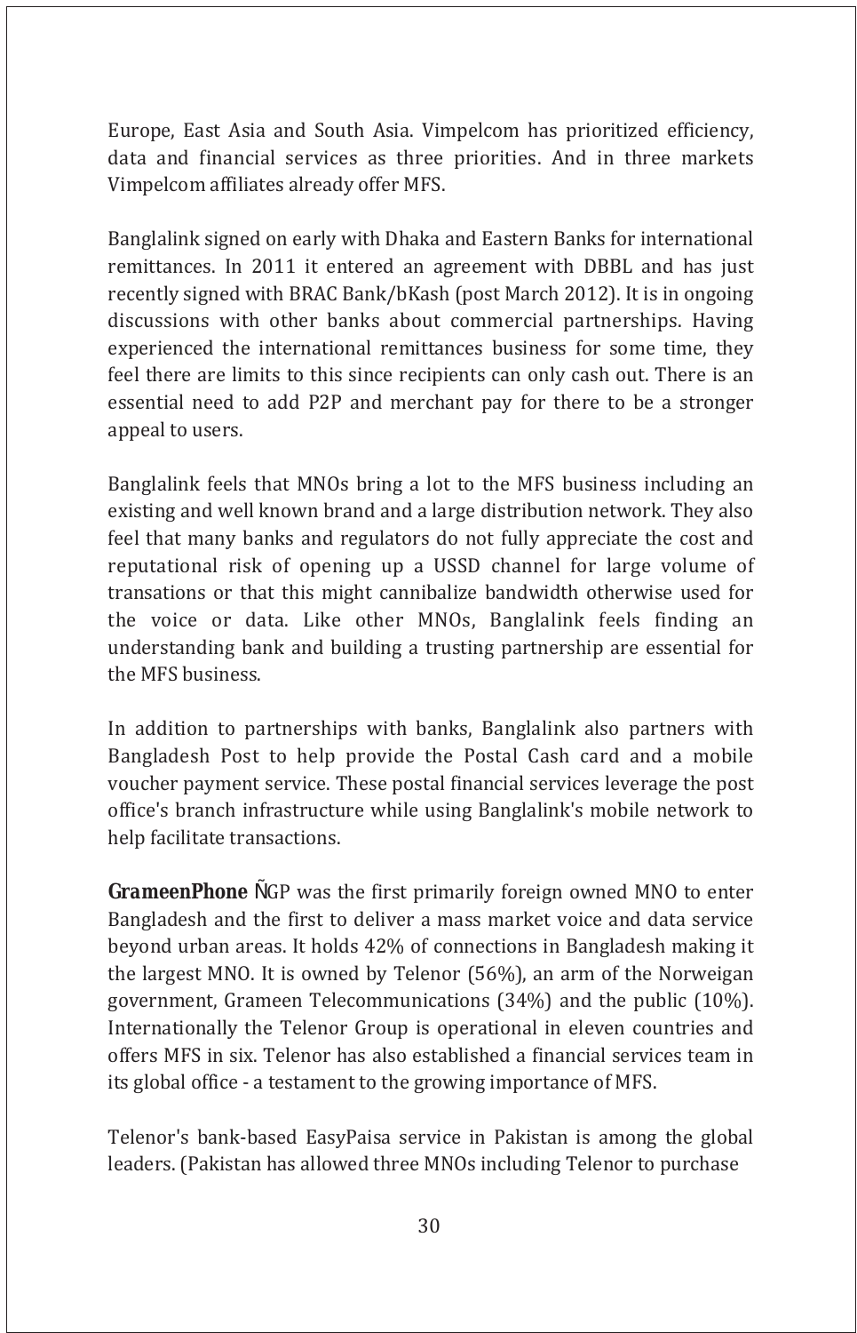Europe, East Asia and South Asia. Vimpelcom has prioritized efficiency, data and financial services as three priorities. And in three markets Vimpelcom affiliates already offer MFS.

Banglalink signed on early with Dhaka and Eastern Banks for international remittances. In 2011 it entered an agreement with DBBL and has just recently signed with BRAC Bank/bKash (post March 2012). It is in ongoing discussions with other banks about commercial partnerships. Having experienced the international remittances business for some time, they feel there are limits to this since recipients can only cash out. There is an essential need to add P2P and merchant pay for there to be a stronger appeal to users.

Banglalink feels that MNOs bring a lot to the MFS business including an existing and well known brand and a large distribution network. They also feel that many banks and regulators do not fully appreciate the cost and reputational risk of opening up a USSD channel for large volume of transations or that this might cannibalize bandwidth otherwise used for the voice or data. Like other MNOs, Banglalink feels finding an understanding bank and building a trusting partnership are essential for the MFS business.

In addition to partnerships with banks, Banglalink also partners with Bangladesh Post to help provide the Postal Cash card and a mobile voucher payment service. These postal financial services leverage the post office's branch infrastructure while using Banglalink's mobile network to help facilitate transactions.

**GrameenPhone** ÑGP was the first primarily foreign owned MNO to enter Bangladesh and the first to deliver a mass market voice and data service beyond urban areas. It holds 42% of connections in Bangladesh making it the largest MNO. It is owned by Telenor (56%), an arm of the Norweigan government, Grameen Telecommunications (34%) and the public (10%). Internationally the Telenor Group is operational in eleven countries and offers MFS in six. Telenor has also established a financial services team in its global office - a testament to the growing importance of MFS.

Telenor's bank-based EasyPaisa service in Pakistan is among the global leaders. (Pakistan has allowed three MNOs including Telenor to purchase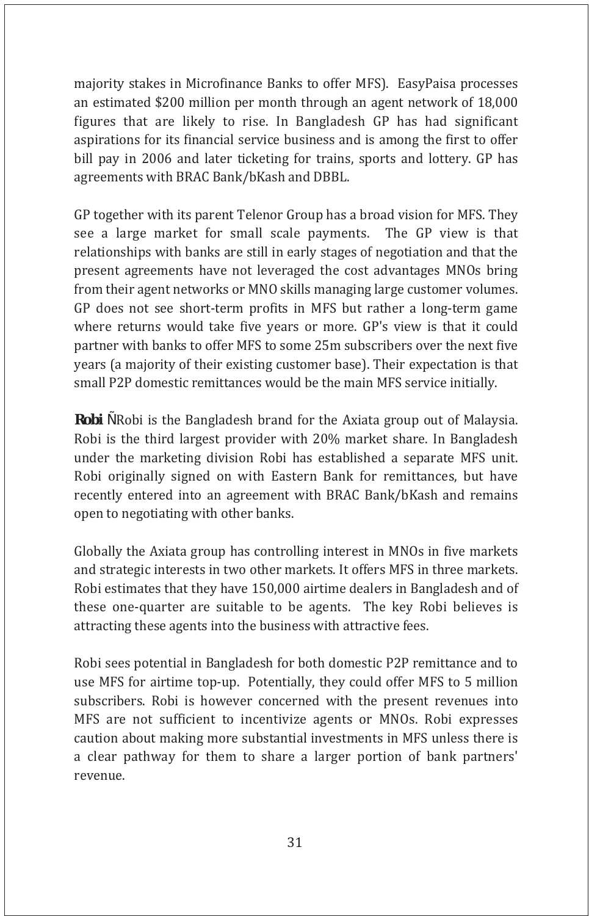majority stakes in Microfinance Banks to offer MFS). EasyPaisa processes an estimated $200 million per month through an agent network of 18,000 figures that are likely to rise. In Bangladesh GP has had significant aspirations for its financial service business and is among the first to offer bill pay in 2006 and later ticketing for trains, sports and lottery. GP has agreements with BRAC Bank/bKash and DBBL.

GP together with its parent Telenor Group has a broad vision for MFS. They see a large market for small scale payments. The GP view is that relationships with banks are still in early stages of negotiation and that the present agreements have not leveraged the cost advantages MNOs bring from their agent networks or MNO skills managing large customer volumes. GP does not see short-term profits in MFS but rather a long-term game where returns would take five years or more. GP's view is that it could partner with banks to offer MFS to some 25m subscribers over the next five years (a majority of their existing customer base). Their expectation is that small P2P domestic remittances would be the main MFS service initially.

**Robi** ÑRobi is the Bangladesh brand for the Axiata group out of Malaysia. Robi is the third largest provider with 20% market share. In Bangladesh under the marketing division Robi has established a separate MFS unit. Robi originally signed on with Eastern Bank for remittances, but have recently entered into an agreement with BRAC Bank/bKash and remains open to negotiating with other banks.

Globally the Axiata group has controlling interest in MNOs in five markets and strategic interests in two other markets. It offers MFS in three markets. Robi estimates that they have 150,000 airtime dealers in Bangladesh and of these one-quarter are suitable to be agents. The key Robi believes is attracting these agents into the business with attractive fees.

Robi sees potential in Bangladesh for both domestic P2P remittance and to use MFS for airtime top-up. Potentially, they could offer MFS to 5 million subscribers. Robi is however concerned with the present revenues into MFS are not sufficient to incentivize agents or MNOs. Robi expresses caution about making more substantial investments in MFS unless there is a clear pathway for them to share a larger portion of bank partners' revenue.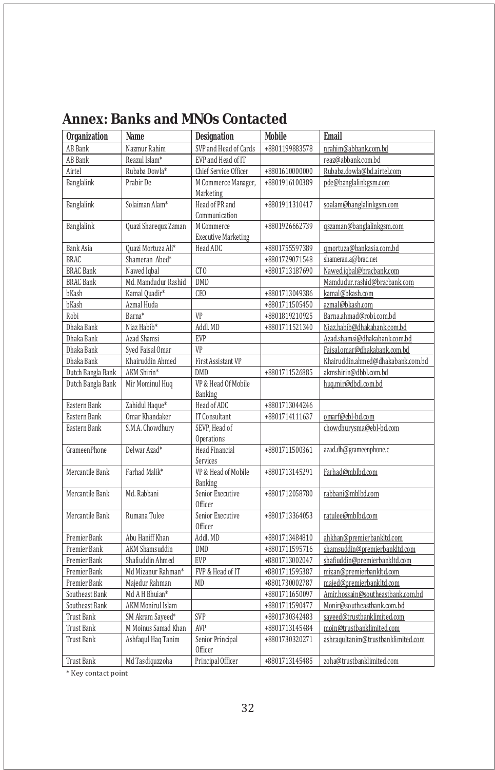## Annex: Banks and MNOs Contacted

| Organization | Name | Designation | Mobile | Email |
|---|---|---|---|---|
| AB Bank | Nazmur Rahim | SVP and Head of Cards | +8801199883578 | nrahim@abbank.com.bd |
| AB Bank | Reazul Islam* | EVP and Head of IT | | reaz@abbank.com.bd |
| Airtel | Rubaba Dowla* | Chief Service Officer | +8801610000000 | Rubaba.dowla@bd.airtel.com |
| Banglalink | Prabir De | M Commerce Manager, Marketing | +8801916100389 | pde@banglalinkgsm.com |
| Banglalink | Solaiman Alam* | Head of PR and Communication | +8801911310417 | soalam@banglalinkgsm.com |
| Banglalink | Quazi Sharequz Zaman | M Commerce Executive Marketing | +8801926662739 | qszaman@banglalinkgsm.com |
| Bank Asia | Quazi Mortuza Ali* | Head ADC | +8801755597389 | qmortuza@bankasia.com.bd |
| BRAC | Shameran Abed* | | +8801729071548 | shameran.a@brac.net |
| BRAC Bank | Nawed Iqbal | CTO | +8801713187690 | Nawed.iqbal@bracbank.com |
| BRAC Bank | Md. Mamdudur Rashid | DMD | | Mamdudur.rashid@bracbank.com |
| bKash | Kamal Quadir* | CEO | +8801713049386 | kamal@bkash.com |
| bKash | Azmal Huda | | +8801711505450 | azmal@bkash.com |
| Robi | Barna* | VP | +8801819210925 | Barna.ahmad@robi.com.bd |
| Dhaka Bank | Niaz Habib* | Addl. MD | +8801711521340 | Niaz.habib@dhakabank.com.bd |
| Dhaka Bank | Azad Shamsi | EVP | | Azad.shamsi@dhakabank.com.bd |
| Dhaka Bank | Syed Faisal Omar | VP | | Faisal.omar@dhakabank.com.bd |
| Dhaka Bank | Khairuddin Ahmed | First Assistant VP | | Khairuddin.ahmed@dhakabank.com.bd |
| Dutch Bangla Bank | AKM Shirin* | DMD | +8801711526885 | akmshirin@dbbl.com.bd |
| Dutch Bangla Bank | Mir Mominul Huq | VP & Head Of Mobile Banking | | huq.mir@dbdl.com.bd |
| Eastern Bank | Zahidul Haque* | Head of ADC | +8801713044246 | |
| Eastern Bank | Omar Khandaker | IT Consultant | +8801714111637 | omarf@ebl-bd.com |
| Eastern Bank | S.M.A. Chowdhury | SEVP, Head of Operations | | chowdhurysma@ebl-bd.com |
| GrameenPhone | Delwar Azad* | Head Financial Services | +8801711500361 | azad.dh@grameenphone.c |
| Mercantile Bank | Farhad Malik* | VP & Head of Mobile Banking | +8801713145291 | Farhad@mblbd.com |
| Mercantile Bank | Md. Rabbani | Senior Executive Officer | +8801712058780 | rabbani@mblbd.com |
| Mercantile Bank | Rumana Tulee | Senior Executive Officer | +8801713364053 | ratulee@mblbd.com |
| Premier Bank | Abu Haniff Khan | Addl. MD | +8801713484810 | ahkhan@premierbankltd.com |
| Premier Bank | AKM Shamsuddin | DMD | +8801711595716 | shamsuddin@premierbankltd.com |
| Premier Bank | Shafiuddin Ahmed | EVP | +8801713002047 | shafiuddin@premierbankltd.com |
| Premier Bank | Md Mizanur Rahman* | FVP & Head of IT | +8801711595387 | mizan@premierbankltd.com |
| Premier Bank | Majedur Rahman | MD | +8801730002787 | majed@premierbankltd.com |
| Southeast Bank | Md A H Bhuian* | | +8801711650097 | Amir.hossain@southeastbank.com.bd |
| Southeast Bank | AKM Monirul Islam | | +8801711590477 | Monir@southeastbank.com.bd |
| Trust Bank | SM Akram Sayeed* | SVP | +8801730342483 | sayeed@trustbanklimited.com |
| Trust Bank | M Moinus Samad Khan | AVP | +8801713145484 | moin@trustbanklimited.com |
| Trust Bank | Ashfaqul Haq Tanim | Senior Principal Officer | +8801730320271 | ashraqultanim@trustbanklimited.com |
| Trust Bank | Md Tasdiquzzoha | Principal Officer | +8801713145485 | zoha@trustbanklimited.com |

\* Key contact point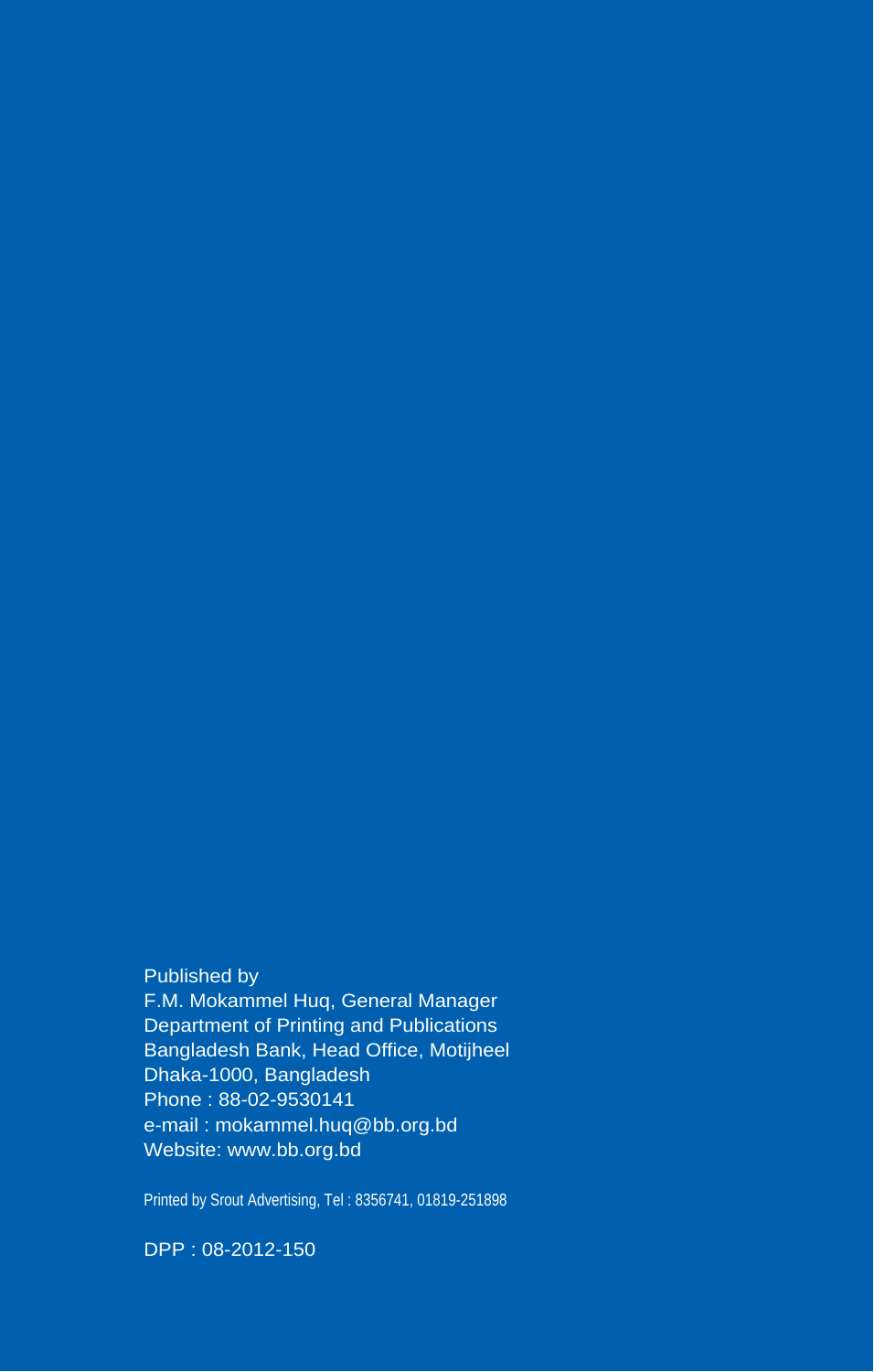Published by
F.M. Mokammel Huq, General Manager
Department of Printing and Publications
Bangladesh Bank, Head Office, Motijheel
Dhaka-1000, Bangladesh
Phone : 88-02-9530141
e-mail : mokammel.huq@bb.org.bd
Website: www.bb.org.bd

Printed by Srout Advertising, Tel : 8356741, 01819-251898

DPP : 08-2012-150